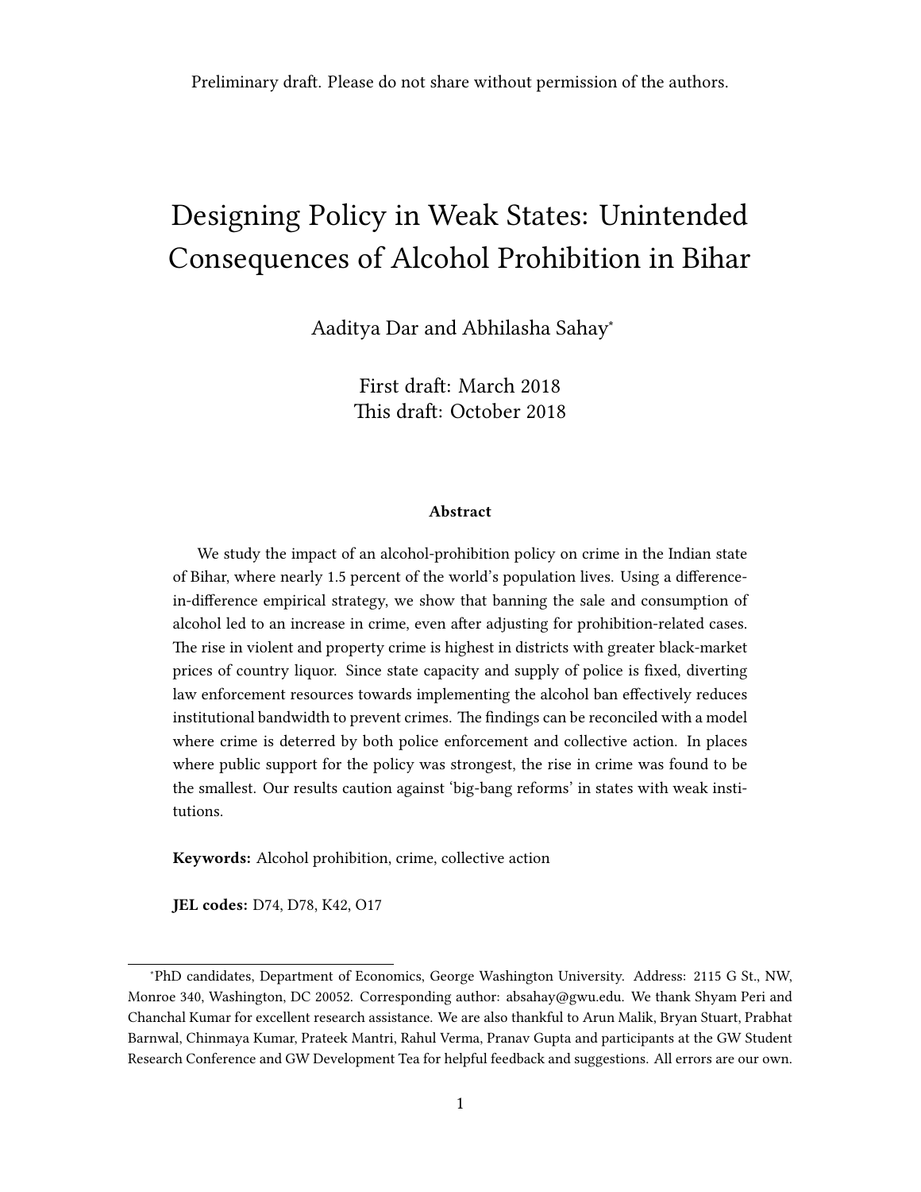Preliminary draft. Please do not share without permission of the authors.

# Designing Policy in Weak States: Unintended Consequences of Alcohol Prohibition in Bihar

Aaditya Dar and Abhilasha Sahay[*]

First draft: March 2018
This draft: October 2018

### Abstract

We study the impact of an alcohol-prohibition policy on crime in the Indian state of Bihar, where nearly 1.5 percent of the world's population lives. Using a difference-in-difference empirical strategy, we show that banning the sale and consumption of alcohol led to an increase in crime, even after adjusting for prohibition-related cases. The rise in violent and property crime is highest in districts with greater black-market prices of country liquor. Since state capacity and supply of police is fixed, diverting law enforcement resources towards implementing the alcohol ban effectively reduces institutional bandwidth to prevent crimes. The findings can be reconciled with a model where crime is deterred by both police enforcement and collective action. In places where public support for the policy was strongest, the rise in crime was found to be the smallest. Our results caution against 'big-bang reforms' in states with weak institutions.

**Keywords:** Alcohol prohibition, crime, collective action

**JEL codes:** D74, D78, K42, O17

[*] PhD candidates, Department of Economics, George Washington University. Address: 2115 G St., NW, Monroe 340, Washington, DC 20052. Corresponding author: absahay@gwu.edu. We thank Shyam Peri and Chanchal Kumar for excellent research assistance. We are also thankful to Arun Malik, Bryan Stuart, Prabhat Barnwal, Chinmaya Kumar, Prateek Mantri, Rahul Verma, Pranav Gupta and participants at the GW Student Research Conference and GW Development Tea for helpful feedback and suggestions. All errors are our own.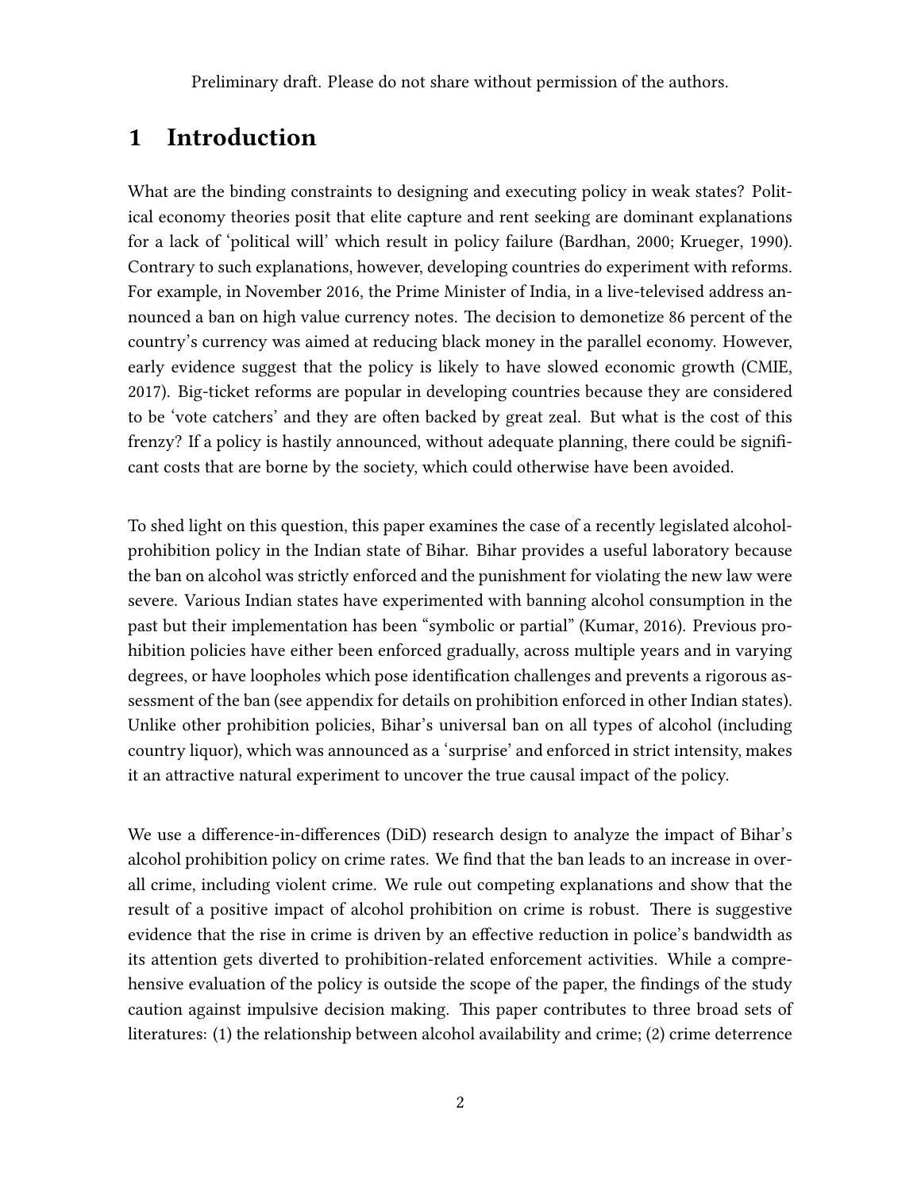Preliminary draft. Please do not share without permission of the authors.

# 1 Introduction

What are the binding constraints to designing and executing policy in weak states? Political economy theories posit that elite capture and rent seeking are dominant explanations for a lack of 'political will' which result in policy failure (Bardhan, 2000; Krueger, 1990). Contrary to such explanations, however, developing countries do experiment with reforms. For example, in November 2016, the Prime Minister of India, in a live-televised address announced a ban on high value currency notes. The decision to demonetize 86 percent of the country's currency was aimed at reducing black money in the parallel economy. However, early evidence suggest that the policy is likely to have slowed economic growth (CMIE, 2017). Big-ticket reforms are popular in developing countries because they are considered to be 'vote catchers' and they are often backed by great zeal. But what is the cost of this frenzy? If a policy is hastily announced, without adequate planning, there could be significant costs that are borne by the society, which could otherwise have been avoided.

To shed light on this question, this paper examines the case of a recently legislated alcohol-prohibition policy in the Indian state of Bihar. Bihar provides a useful laboratory because the ban on alcohol was strictly enforced and the punishment for violating the new law were severe. Various Indian states have experimented with banning alcohol consumption in the past but their implementation has been "symbolic or partial" (Kumar, 2016). Previous prohibition policies have either been enforced gradually, across multiple years and in varying degrees, or have loopholes which pose identification challenges and prevents a rigorous assessment of the ban (see appendix for details on prohibition enforced in other Indian states). Unlike other prohibition policies, Bihar's universal ban on all types of alcohol (including country liquor), which was announced as a 'surprise' and enforced in strict intensity, makes it an attractive natural experiment to uncover the true causal impact of the policy.

We use a difference-in-differences (DiD) research design to analyze the impact of Bihar's alcohol prohibition policy on crime rates. We find that the ban leads to an increase in overall crime, including violent crime. We rule out competing explanations and show that the result of a positive impact of alcohol prohibition on crime is robust. There is suggestive evidence that the rise in crime is driven by an effective reduction in police's bandwidth as its attention gets diverted to prohibition-related enforcement activities. While a comprehensive evaluation of the policy is outside the scope of the paper, the findings of the study caution against impulsive decision making. This paper contributes to three broad sets of literatures: (1) the relationship between alcohol availability and crime; (2) crime deterrence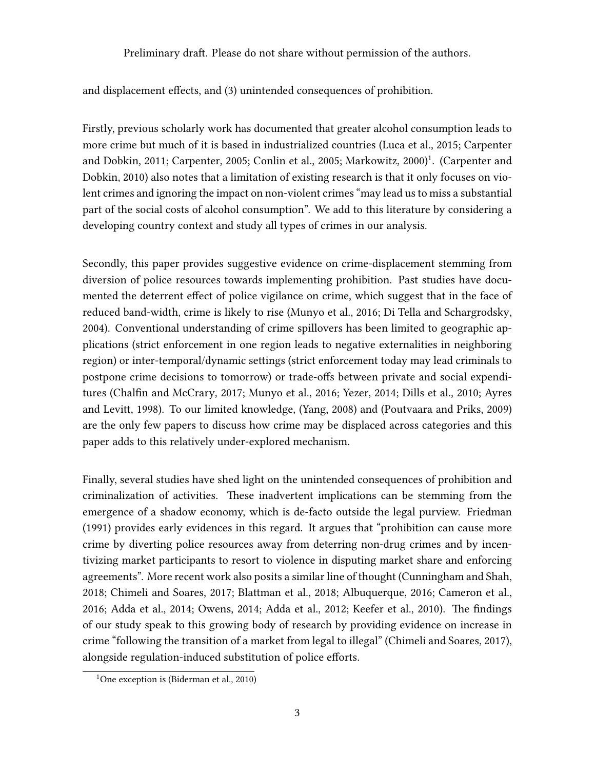and displacement effects, and (3) unintended consequences of prohibition.

Firstly, previous scholarly work has documented that greater alcohol consumption leads to more crime but much of it is based in industrialized countries (Luca et al., 2015; Carpenter and Dobkin, 2011; Carpenter, 2005; Conlin et al., 2005; Markowitz, 2000)[1]. (Carpenter and Dobkin, 2010) also notes that a limitation of existing research is that it only focuses on violent crimes and ignoring the impact on non-violent crimes "may lead us to miss a substantial part of the social costs of alcohol consumption". We add to this literature by considering a developing country context and study all types of crimes in our analysis.

Secondly, this paper provides suggestive evidence on crime-displacement stemming from diversion of police resources towards implementing prohibition. Past studies have documented the deterrent effect of police vigilance on crime, which suggest that in the face of reduced band-width, crime is likely to rise (Munyo et al., 2016; Di Tella and Schargrodsky, 2004). Conventional understanding of crime spillovers has been limited to geographic applications (strict enforcement in one region leads to negative externalities in neighboring region) or inter-temporal/dynamic settings (strict enforcement today may lead criminals to postpone crime decisions to tomorrow) or trade-offs between private and social expenditures (Chalfin and McCrary, 2017; Munyo et al., 2016; Yezer, 2014; Dills et al., 2010; Ayres and Levitt, 1998). To our limited knowledge, (Yang, 2008) and (Poutvaara and Priks, 2009) are the only few papers to discuss how crime may be displaced across categories and this paper adds to this relatively under-explored mechanism.

Finally, several studies have shed light on the unintended consequences of prohibition and criminalization of activities. These inadvertent implications can be stemming from the emergence of a shadow economy, which is de-facto outside the legal purview. Friedman (1991) provides early evidences in this regard. It argues that "prohibition can cause more crime by diverting police resources away from deterring non-drug crimes and by incentivizing market participants to resort to violence in disputing market share and enforcing agreements". More recent work also posits a similar line of thought (Cunningham and Shah, 2018; Chimeli and Soares, 2017; Blattman et al., 2018; Albuquerque, 2016; Cameron et al., 2016; Adda et al., 2014; Owens, 2014; Adda et al., 2012; Keefer et al., 2010). The findings of our study speak to this growing body of research by providing evidence on increase in crime "following the transition of a market from legal to illegal" (Chimeli and Soares, 2017), alongside regulation-induced substitution of police efforts.

[1] One exception is (Biderman et al., 2010)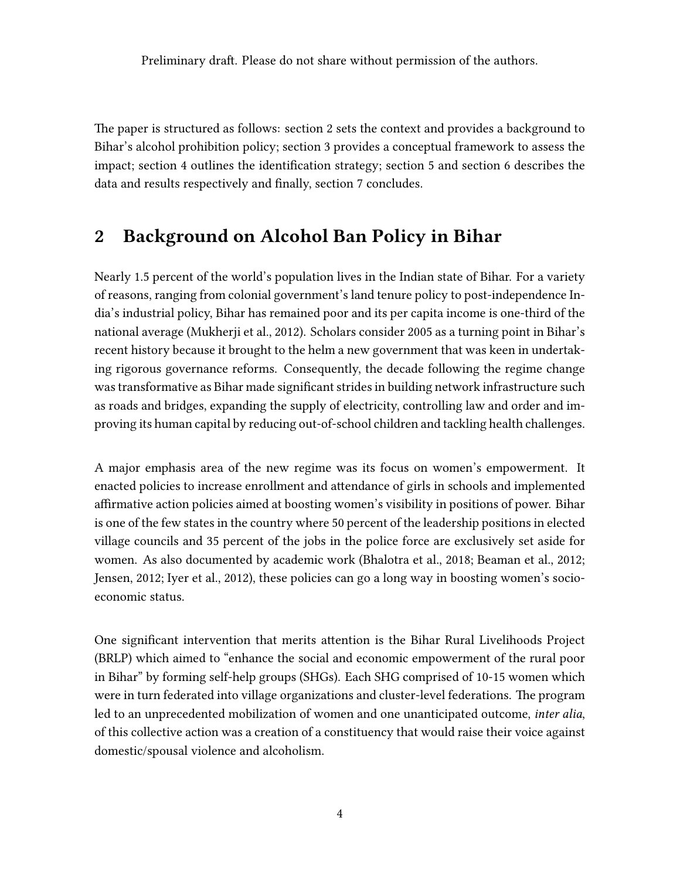The paper is structured as follows: section 2 sets the context and provides a background to Bihar's alcohol prohibition policy; section 3 provides a conceptual framework to assess the impact; section 4 outlines the identification strategy; section 5 and section 6 describes the data and results respectively and finally, section 7 concludes.

## 2 Background on Alcohol Ban Policy in Bihar

Nearly 1.5 percent of the world's population lives in the Indian state of Bihar. For a variety of reasons, ranging from colonial government's land tenure policy to post-independence India's industrial policy, Bihar has remained poor and its per capita income is one-third of the national average (Mukherji et al., 2012). Scholars consider 2005 as a turning point in Bihar's recent history because it brought to the helm a new government that was keen in undertaking rigorous governance reforms. Consequently, the decade following the regime change was transformative as Bihar made significant strides in building network infrastructure such as roads and bridges, expanding the supply of electricity, controlling law and order and improving its human capital by reducing out-of-school children and tackling health challenges.

A major emphasis area of the new regime was its focus on women's empowerment. It enacted policies to increase enrollment and attendance of girls in schools and implemented affirmative action policies aimed at boosting women's visibility in positions of power. Bihar is one of the few states in the country where 50 percent of the leadership positions in elected village councils and 35 percent of the jobs in the police force are exclusively set aside for women. As also documented by academic work (Bhalotra et al., 2018; Beaman et al., 2012; Jensen, 2012; Iyer et al., 2012), these policies can go a long way in boosting women's socio-economic status.

One significant intervention that merits attention is the Bihar Rural Livelihoods Project (BRLP) which aimed to "enhance the social and economic empowerment of the rural poor in Bihar" by forming self-help groups (SHGs). Each SHG comprised of 10-15 women which were in turn federated into village organizations and cluster-level federations. The program led to an unprecedented mobilization of women and one unanticipated outcome, *inter alia*, of this collective action was a creation of a constituency that would raise their voice against domestic/spousal violence and alcoholism.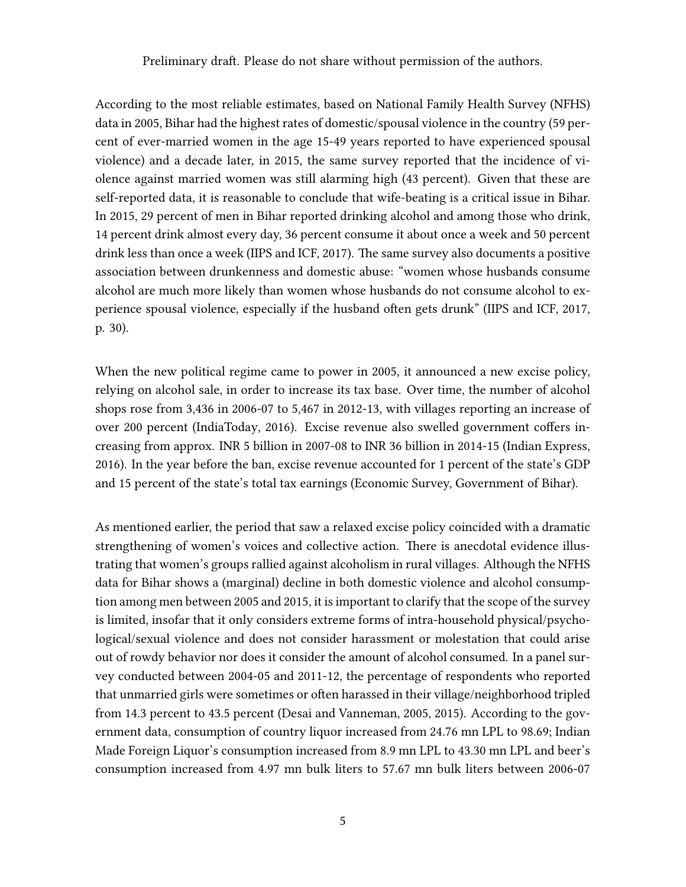Preliminary draft. Please do not share without permission of the authors.

According to the most reliable estimates, based on National Family Health Survey (NFHS) data in 2005, Bihar had the highest rates of domestic/spousal violence in the country (59 percent of ever-married women in the age 15-49 years reported to have experienced spousal violence) and a decade later, in 2015, the same survey reported that the incidence of violence against married women was still alarming high (43 percent). Given that these are self-reported data, it is reasonable to conclude that wife-beating is a critical issue in Bihar. In 2015, 29 percent of men in Bihar reported drinking alcohol and among those who drink, 14 percent drink almost every day, 36 percent consume it about once a week and 50 percent drink less than once a week (IIPS and ICF, 2017). The same survey also documents a positive association between drunkenness and domestic abuse: "women whose husbands consume alcohol are much more likely than women whose husbands do not consume alcohol to experience spousal violence, especially if the husband often gets drunk" (IIPS and ICF, 2017, p. 30).

When the new political regime came to power in 2005, it announced a new excise policy, relying on alcohol sale, in order to increase its tax base. Over time, the number of alcohol shops rose from 3,436 in 2006-07 to 5,467 in 2012-13, with villages reporting an increase of over 200 percent (IndiaToday, 2016). Excise revenue also swelled government coffers increasing from approx. INR 5 billion in 2007-08 to INR 36 billion in 2014-15 (Indian Express, 2016). In the year before the ban, excise revenue accounted for 1 percent of the state's GDP and 15 percent of the state's total tax earnings (Economic Survey, Government of Bihar).

As mentioned earlier, the period that saw a relaxed excise policy coincided with a dramatic strengthening of women's voices and collective action. There is anecdotal evidence illustrating that women's groups rallied against alcoholism in rural villages. Although the NFHS data for Bihar shows a (marginal) decline in both domestic violence and alcohol consumption among men between 2005 and 2015, it is important to clarify that the scope of the survey is limited, insofar that it only considers extreme forms of intra-household physical/psychological/sexual violence and does not consider harassment or molestation that could arise out of rowdy behavior nor does it consider the amount of alcohol consumed. In a panel survey conducted between 2004-05 and 2011-12, the percentage of respondents who reported that unmarried girls were sometimes or often harassed in their village/neighborhood tripled from 14.3 percent to 43.5 percent (Desai and Vanneman, 2005, 2015). According to the government data, consumption of country liquor increased from 24.76 mn LPL to 98.69; Indian Made Foreign Liquor's consumption increased from 8.9 mn LPL to 43.30 mn LPL and beer's consumption increased from 4.97 mn bulk liters to 57.67 mn bulk liters between 2006-07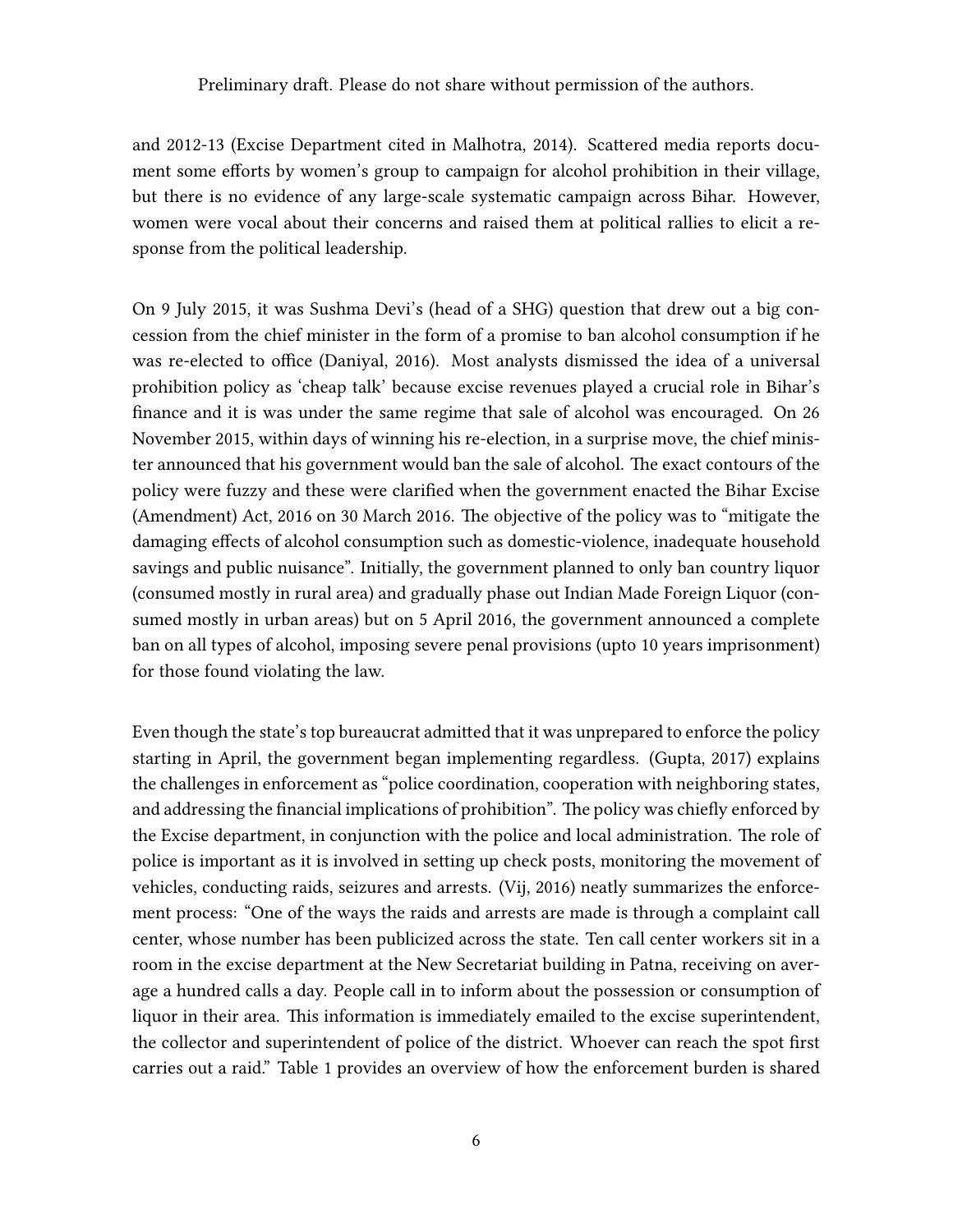and 2012-13 (Excise Department cited in Malhotra, 2014). Scattered media reports document some efforts by women's group to campaign for alcohol prohibition in their village, but there is no evidence of any large-scale systematic campaign across Bihar. However, women were vocal about their concerns and raised them at political rallies to elicit a response from the political leadership.

On 9 July 2015, it was Sushma Devi's (head of a SHG) question that drew out a big concession from the chief minister in the form of a promise to ban alcohol consumption if he was re-elected to office (Daniyal, 2016). Most analysts dismissed the idea of a universal prohibition policy as 'cheap talk' because excise revenues played a crucial role in Bihar's finance and it is was under the same regime that sale of alcohol was encouraged. On 26 November 2015, within days of winning his re-election, in a surprise move, the chief minister announced that his government would ban the sale of alcohol. The exact contours of the policy were fuzzy and these were clarified when the government enacted the Bihar Excise (Amendment) Act, 2016 on 30 March 2016. The objective of the policy was to "mitigate the damaging effects of alcohol consumption such as domestic-violence, inadequate household savings and public nuisance". Initially, the government planned to only ban country liquor (consumed mostly in rural area) and gradually phase out Indian Made Foreign Liquor (consumed mostly in urban areas) but on 5 April 2016, the government announced a complete ban on all types of alcohol, imposing severe penal provisions (upto 10 years imprisonment) for those found violating the law.

Even though the state's top bureaucrat admitted that it was unprepared to enforce the policy starting in April, the government began implementing regardless. (Gupta, 2017) explains the challenges in enforcement as "police coordination, cooperation with neighboring states, and addressing the financial implications of prohibition". The policy was chiefly enforced by the Excise department, in conjunction with the police and local administration. The role of police is important as it is involved in setting up check posts, monitoring the movement of vehicles, conducting raids, seizures and arrests. (Vij, 2016) neatly summarizes the enforcement process: "One of the ways the raids and arrests are made is through a complaint call center, whose number has been publicized across the state. Ten call center workers sit in a room in the excise department at the New Secretariat building in Patna, receiving on average a hundred calls a day. People call in to inform about the possession or consumption of liquor in their area. This information is immediately emailed to the excise superintendent, the collector and superintendent of police of the district. Whoever can reach the spot first carries out a raid." Table 1 provides an overview of how the enforcement burden is shared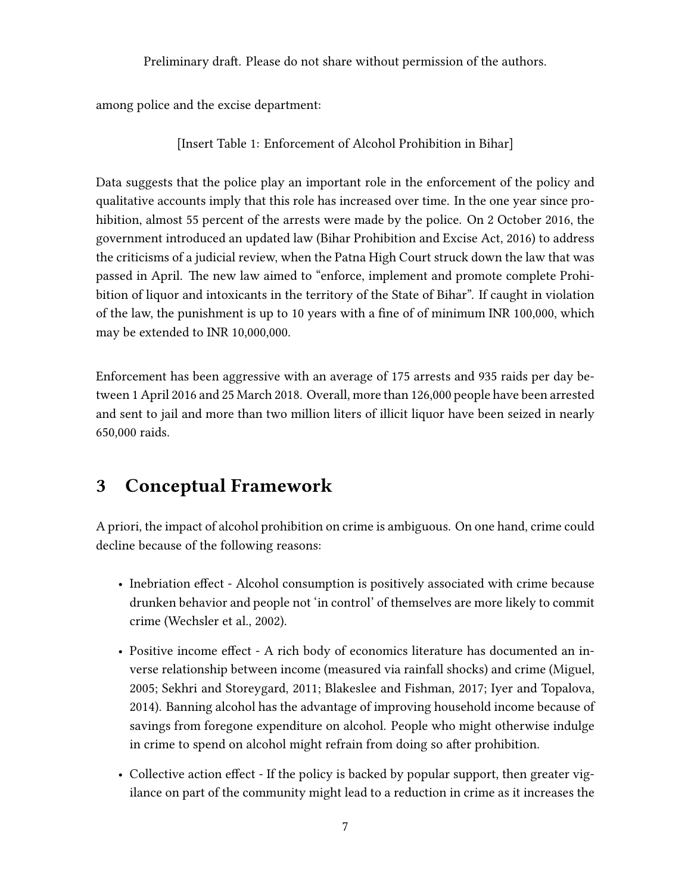among police and the excise department:

[Insert Table 1: Enforcement of Alcohol Prohibition in Bihar]

Data suggests that the police play an important role in the enforcement of the policy and qualitative accounts imply that this role has increased over time. In the one year since prohibition, almost 55 percent of the arrests were made by the police. On 2 October 2016, the government introduced an updated law (Bihar Prohibition and Excise Act, 2016) to address the criticisms of a judicial review, when the Patna High Court struck down the law that was passed in April. The new law aimed to "enforce, implement and promote complete Prohibition of liquor and intoxicants in the territory of the State of Bihar". If caught in violation of the law, the punishment is up to 10 years with a fine of of minimum INR 100,000, which may be extended to INR 10,000,000.

Enforcement has been aggressive with an average of 175 arrests and 935 raids per day between 1 April 2016 and 25 March 2018. Overall, more than 126,000 people have been arrested and sent to jail and more than two million liters of illicit liquor have been seized in nearly 650,000 raids.

## 3 Conceptual Framework

A priori, the impact of alcohol prohibition on crime is ambiguous. On one hand, crime could decline because of the following reasons:

- Inebriation effect - Alcohol consumption is positively associated with crime because drunken behavior and people not 'in control' of themselves are more likely to commit crime (Wechsler et al., 2002).
- Positive income effect - A rich body of economics literature has documented an inverse relationship between income (measured via rainfall shocks) and crime (Miguel, 2005; Sekhri and Storeygard, 2011; Blakeslee and Fishman, 2017; Iyer and Topalova, 2014). Banning alcohol has the advantage of improving household income because of savings from foregone expenditure on alcohol. People who might otherwise indulge in crime to spend on alcohol might refrain from doing so after prohibition.
- Collective action effect - If the policy is backed by popular support, then greater vigilance on part of the community might lead to a reduction in crime as it increases the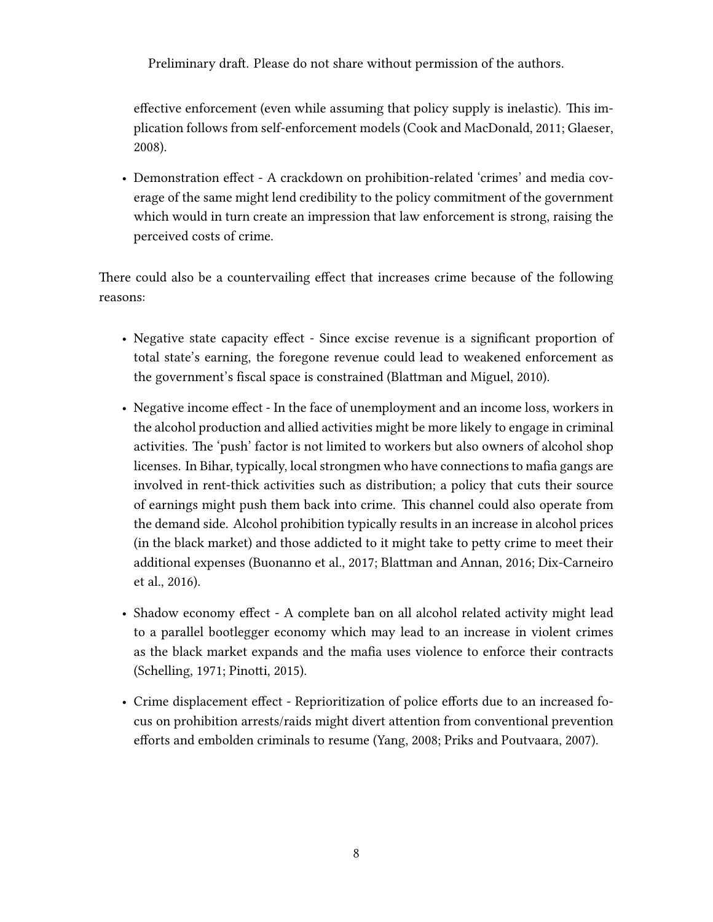effective enforcement (even while assuming that policy supply is inelastic). This implication follows from self-enforcement models (Cook and MacDonald, 2011; Glaeser, 2008).

- Demonstration effect - A crackdown on prohibition-related 'crimes' and media coverage of the same might lend credibility to the policy commitment of the government which would in turn create an impression that law enforcement is strong, raising the perceived costs of crime.

There could also be a countervailing effect that increases crime because of the following reasons:

- Negative state capacity effect - Since excise revenue is a significant proportion of total state's earning, the foregone revenue could lead to weakened enforcement as the government's fiscal space is constrained (Blattman and Miguel, 2010).
- Negative income effect - In the face of unemployment and an income loss, workers in the alcohol production and allied activities might be more likely to engage in criminal activities. The 'push' factor is not limited to workers but also owners of alcohol shop licenses. In Bihar, typically, local strongmen who have connections to mafia gangs are involved in rent-thick activities such as distribution; a policy that cuts their source of earnings might push them back into crime. This channel could also operate from the demand side. Alcohol prohibition typically results in an increase in alcohol prices (in the black market) and those addicted to it might take to petty crime to meet their additional expenses (Buonanno et al., 2017; Blattman and Annan, 2016; Dix-Carneiro et al., 2016).
- Shadow economy effect - A complete ban on all alcohol related activity might lead to a parallel bootlegger economy which may lead to an increase in violent crimes as the black market expands and the mafia uses violence to enforce their contracts (Schelling, 1971; Pinotti, 2015).
- Crime displacement effect - Reprioritization of police efforts due to an increased focus on prohibition arrests/raids might divert attention from conventional prevention efforts and embolden criminals to resume (Yang, 2008; Priks and Poutvaara, 2007).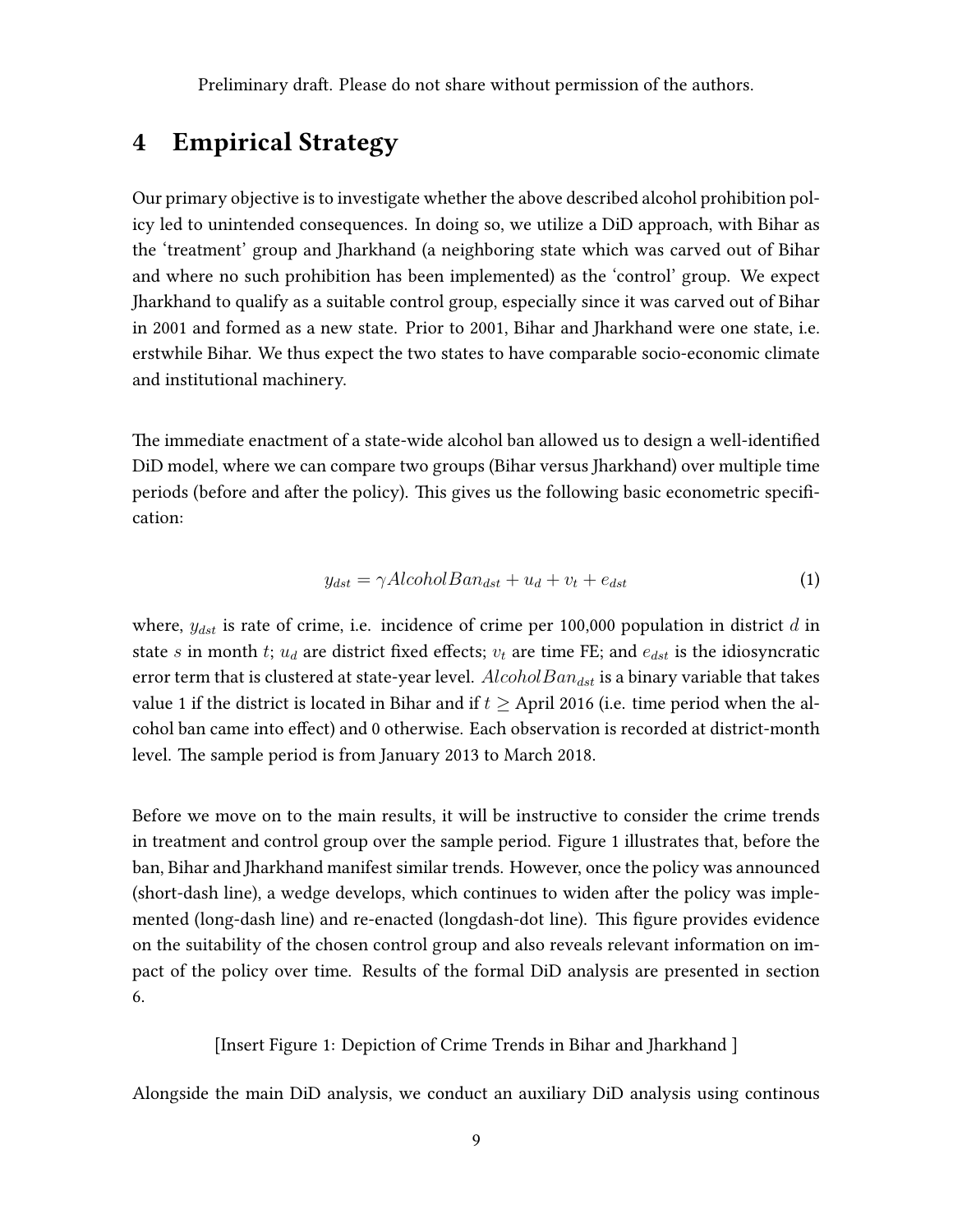Preliminary draft. Please do not share without permission of the authors.

# 4 Empirical Strategy

Our primary objective is to investigate whether the above described alcohol prohibition policy led to unintended consequences. In doing so, we utilize a DiD approach, with Bihar as the 'treatment' group and Jharkhand (a neighboring state which was carved out of Bihar and where no such prohibition has been implemented) as the 'control' group. We expect Jharkhand to qualify as a suitable control group, especially since it was carved out of Bihar in 2001 and formed as a new state. Prior to 2001, Bihar and Jharkhand were one state, i.e. erstwhile Bihar. We thus expect the two states to have comparable socio-economic climate and institutional machinery.

The immediate enactment of a state-wide alcohol ban allowed us to design a well-identified DiD model, where we can compare two groups (Bihar versus Jharkhand) over multiple time periods (before and after the policy). This gives us the following basic econometric specification:

$$y_{dst} = \gamma AlcoholBan_{dst} + u_d + v_t + e_{dst} \tag{1}$$

where, $y_{dst}$ is rate of crime, i.e. incidence of crime per 100,000 population in district $d$ in state $s$ in month $t$; $u_d$ are district fixed effects; $v_t$ are time FE; and $e_{dst}$ is the idiosyncratic error term that is clustered at state-year level. $AlcoholBan_{dst}$ is a binary variable that takes value 1 if the district is located in Bihar and if $t \geq$ April 2016 (i.e. time period when the alcohol ban came into effect) and 0 otherwise. Each observation is recorded at district-month level. The sample period is from January 2013 to March 2018.

Before we move on to the main results, it will be instructive to consider the crime trends in treatment and control group over the sample period. Figure 1 illustrates that, before the ban, Bihar and Jharkhand manifest similar trends. However, once the policy was announced (short-dash line), a wedge develops, which continues to widen after the policy was implemented (long-dash line) and re-enacted (longdash-dot line). This figure provides evidence on the suitability of the chosen control group and also reveals relevant information on impact of the policy over time. Results of the formal DiD analysis are presented in section 6.

[Insert Figure 1: Depiction of Crime Trends in Bihar and Jharkhand ]

Alongside the main DiD analysis, we conduct an auxiliary DiD analysis using continous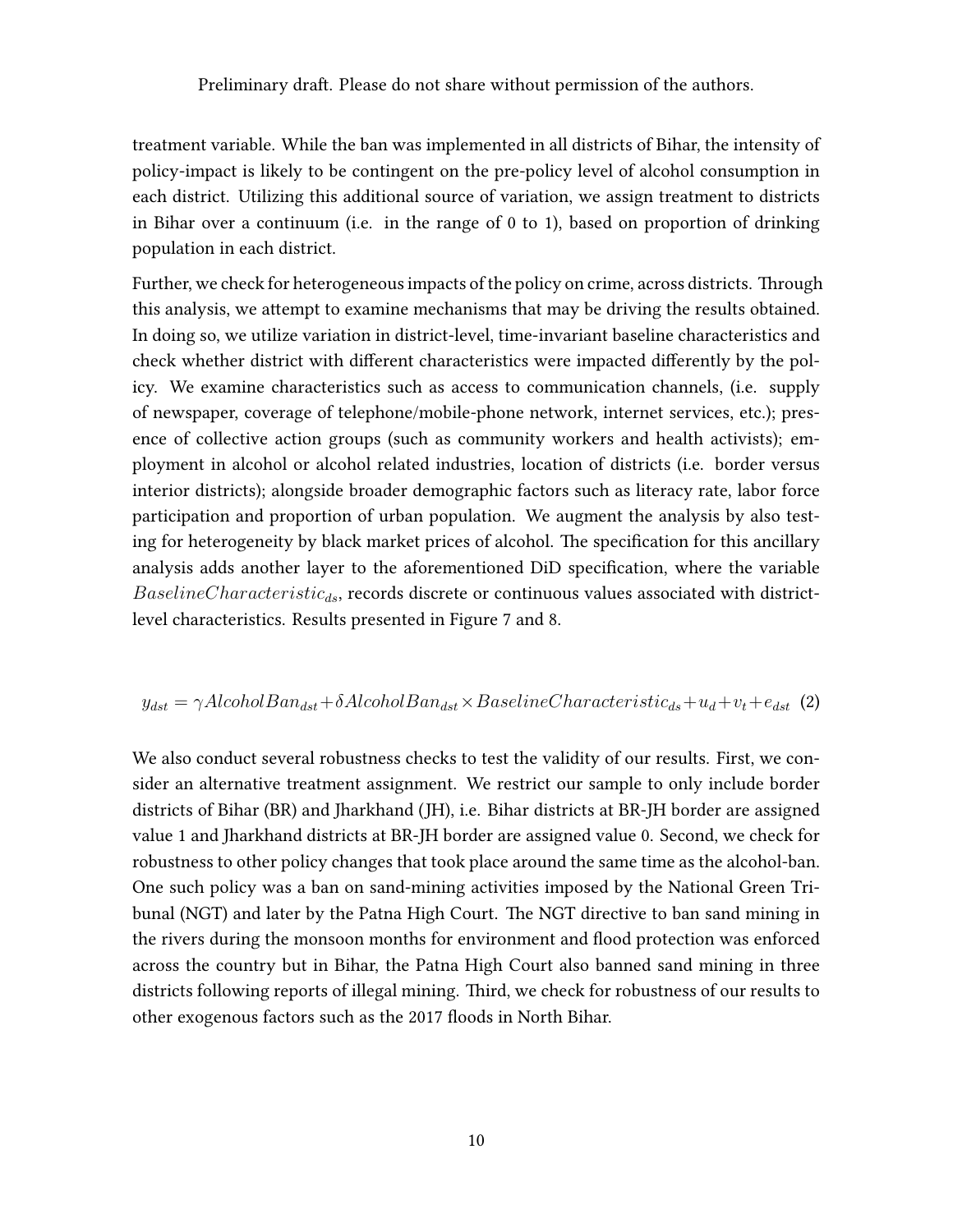treatment variable. While the ban was implemented in all districts of Bihar, the intensity of policy-impact is likely to be contingent on the pre-policy level of alcohol consumption in each district. Utilizing this additional source of variation, we assign treatment to districts in Bihar over a continuum (i.e. in the range of 0 to 1), based on proportion of drinking population in each district.

Further, we check for heterogeneous impacts of the policy on crime, across districts. Through this analysis, we attempt to examine mechanisms that may be driving the results obtained. In doing so, we utilize variation in district-level, time-invariant baseline characteristics and check whether district with different characteristics were impacted differently by the policy. We examine characteristics such as access to communication channels, (i.e. supply of newspaper, coverage of telephone/mobile-phone network, internet services, etc.); presence of collective action groups (such as community workers and health activists); employment in alcohol or alcohol related industries, location of districts (i.e. border versus interior districts); alongside broader demographic factors such as literacy rate, labor force participation and proportion of urban population. We augment the analysis by also testing for heterogeneity by black market prices of alcohol. The specification for this ancillary analysis adds another layer to the aforementioned DiD specification, where the variable $BaselineCharacteristic_{ds}$, records discrete or continuous values associated with district-level characteristics. Results presented in Figure 7 and 8.

$$y_{dst} = \gamma AlcoholBan_{dst} + \delta AlcoholBan_{dst} \times BaselineCharacteristic_{ds} + u_d + v_t + e_{dst} \quad (2)$$

We also conduct several robustness checks to test the validity of our results. First, we consider an alternative treatment assignment. We restrict our sample to only include border districts of Bihar (BR) and Jharkhand (JH), i.e. Bihar districts at BR-JH border are assigned value 1 and Jharkhand districts at BR-JH border are assigned value 0. Second, we check for robustness to other policy changes that took place around the same time as the alcohol-ban. One such policy was a ban on sand-mining activities imposed by the National Green Tribunal (NGT) and later by the Patna High Court. The NGT directive to ban sand mining in the rivers during the monsoon months for environment and flood protection was enforced across the country but in Bihar, the Patna High Court also banned sand mining in three districts following reports of illegal mining. Third, we check for robustness of our results to other exogenous factors such as the 2017 floods in North Bihar.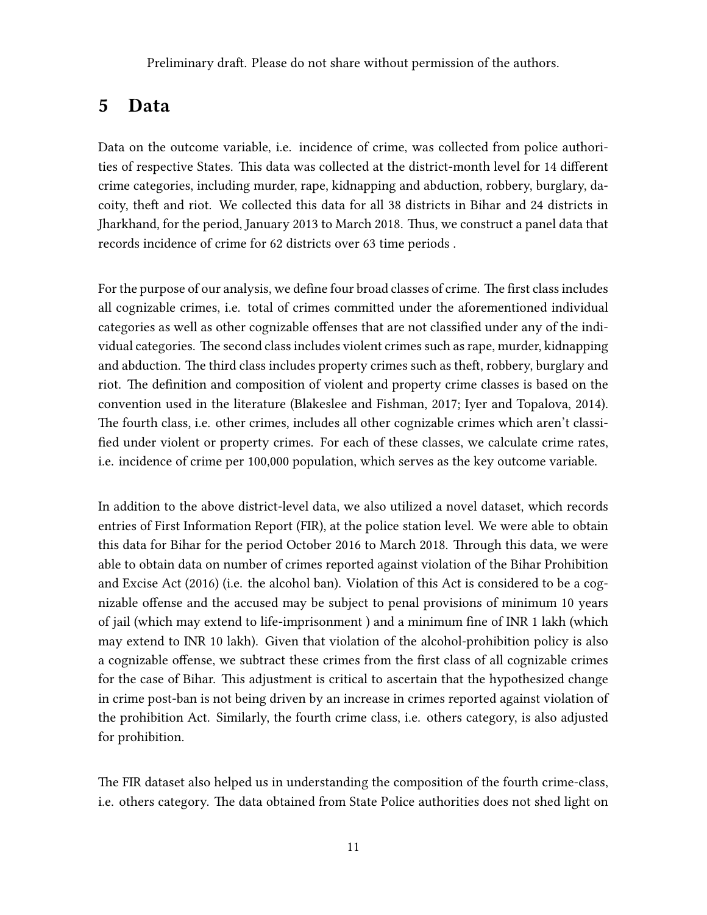Preliminary draft. Please do not share without permission of the authors.

## 5 Data

Data on the outcome variable, i.e. incidence of crime, was collected from police authorities of respective States. This data was collected at the district-month level for 14 different crime categories, including murder, rape, kidnapping and abduction, robbery, burglary, dacoity, theft and riot. We collected this data for all 38 districts in Bihar and 24 districts in Jharkhand, for the period, January 2013 to March 2018. Thus, we construct a panel data that records incidence of crime for 62 districts over 63 time periods .

For the purpose of our analysis, we define four broad classes of crime. The first class includes all cognizable crimes, i.e. total of crimes committed under the aforementioned individual categories as well as other cognizable offenses that are not classified under any of the individual categories. The second class includes violent crimes such as rape, murder, kidnapping and abduction. The third class includes property crimes such as theft, robbery, burglary and riot. The definition and composition of violent and property crime classes is based on the convention used in the literature (Blakeslee and Fishman, 2017; Iyer and Topalova, 2014). The fourth class, i.e. other crimes, includes all other cognizable crimes which aren't classified under violent or property crimes. For each of these classes, we calculate crime rates, i.e. incidence of crime per 100,000 population, which serves as the key outcome variable.

In addition to the above district-level data, we also utilized a novel dataset, which records entries of First Information Report (FIR), at the police station level. We were able to obtain this data for Bihar for the period October 2016 to March 2018. Through this data, we were able to obtain data on number of crimes reported against violation of the Bihar Prohibition and Excise Act (2016) (i.e. the alcohol ban). Violation of this Act is considered to be a cognizable offense and the accused may be subject to penal provisions of minimum 10 years of jail (which may extend to life-imprisonment ) and a minimum fine of INR 1 lakh (which may extend to INR 10 lakh). Given that violation of the alcohol-prohibition policy is also a cognizable offense, we subtract these crimes from the first class of all cognizable crimes for the case of Bihar. This adjustment is critical to ascertain that the hypothesized change in crime post-ban is not being driven by an increase in crimes reported against violation of the prohibition Act. Similarly, the fourth crime class, i.e. others category, is also adjusted for prohibition.

The FIR dataset also helped us in understanding the composition of the fourth crime-class, i.e. others category. The data obtained from State Police authorities does not shed light on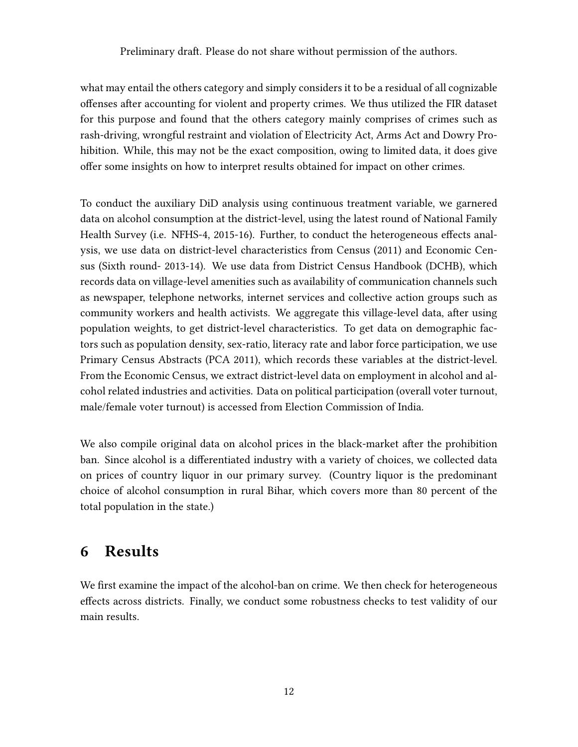what may entail the others category and simply considers it to be a residual of all cognizable offenses after accounting for violent and property crimes. We thus utilized the FIR dataset for this purpose and found that the others category mainly comprises of crimes such as rash-driving, wrongful restraint and violation of Electricity Act, Arms Act and Dowry Prohibition. While, this may not be the exact composition, owing to limited data, it does give offer some insights on how to interpret results obtained for impact on other crimes.

To conduct the auxiliary DiD analysis using continuous treatment variable, we garnered data on alcohol consumption at the district-level, using the latest round of National Family Health Survey (i.e. NFHS-4, 2015-16). Further, to conduct the heterogeneous effects analysis, we use data on district-level characteristics from Census (2011) and Economic Census (Sixth round- 2013-14). We use data from District Census Handbook (DCHB), which records data on village-level amenities such as availability of communication channels such as newspaper, telephone networks, internet services and collective action groups such as community workers and health activists. We aggregate this village-level data, after using population weights, to get district-level characteristics. To get data on demographic factors such as population density, sex-ratio, literacy rate and labor force participation, we use Primary Census Abstracts (PCA 2011), which records these variables at the district-level. From the Economic Census, we extract district-level data on employment in alcohol and alcohol related industries and activities. Data on political participation (overall voter turnout, male/female voter turnout) is accessed from Election Commission of India.

We also compile original data on alcohol prices in the black-market after the prohibition ban. Since alcohol is a differentiated industry with a variety of choices, we collected data on prices of country liquor in our primary survey. (Country liquor is the predominant choice of alcohol consumption in rural Bihar, which covers more than 80 percent of the total population in the state.)

# 6 Results

We first examine the impact of the alcohol-ban on crime. We then check for heterogeneous effects across districts. Finally, we conduct some robustness checks to test validity of our main results.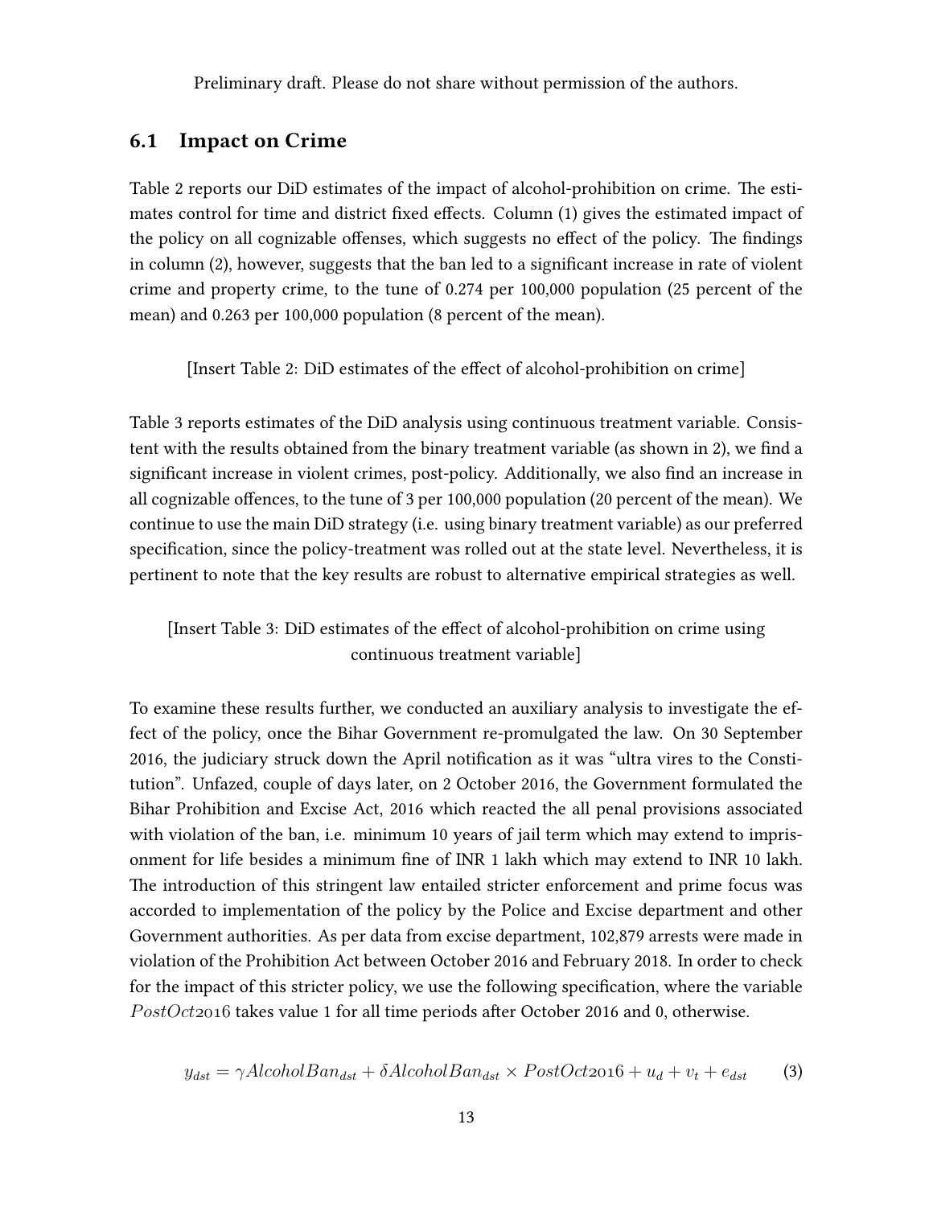Preliminary draft. Please do not share without permission of the authors.

### 6.1 Impact on Crime

Table 2 reports our DiD estimates of the impact of alcohol-prohibition on crime. The estimates control for time and district fixed effects. Column (1) gives the estimated impact of the policy on all cognizable offenses, which suggests no effect of the policy. The findings in column (2), however, suggests that the ban led to a significant increase in rate of violent crime and property crime, to the tune of 0.274 per 100,000 population (25 percent of the mean) and 0.263 per 100,000 population (8 percent of the mean).

[Insert Table 2: DiD estimates of the effect of alcohol-prohibition on crime]

Table 3 reports estimates of the DiD analysis using continuous treatment variable. Consistent with the results obtained from the binary treatment variable (as shown in 2), we find a significant increase in violent crimes, post-policy. Additionally, we also find an increase in all cognizable offences, to the tune of 3 per 100,000 population (20 percent of the mean). We continue to use the main DiD strategy (i.e. using binary treatment variable) as our preferred specification, since the policy-treatment was rolled out at the state level. Nevertheless, it is pertinent to note that the key results are robust to alternative empirical strategies as well.

[Insert Table 3: DiD estimates of the effect of alcohol-prohibition on crime using continuous treatment variable]

To examine these results further, we conducted an auxiliary analysis to investigate the effect of the policy, once the Bihar Government re-promulgated the law. On 30 September 2016, the judiciary struck down the April notification as it was "ultra vires to the Constitution". Unfazed, couple of days later, on 2 October 2016, the Government formulated the Bihar Prohibition and Excise Act, 2016 which reacted the all penal provisions associated with violation of the ban, i.e. minimum 10 years of jail term which may extend to imprisonment for life besides a minimum fine of INR 1 lakh which may extend to INR 10 lakh. The introduction of this stringent law entailed stricter enforcement and prime focus was accorded to implementation of the policy by the Police and Excise department and other Government authorities. As per data from excise department, 102,879 arrests were made in violation of the Prohibition Act between October 2016 and February 2018. In order to check for the impact of this stricter policy, we use the following specification, where the variable $PostOct2016$ takes value 1 for all time periods after October 2016 and 0, otherwise.

$$y_{dst} = \gamma AlcoholBan_{dst} + \delta AlcoholBan_{dst} \times PostOct2016 + u_d + v_t + e_{dst} \tag{3}$$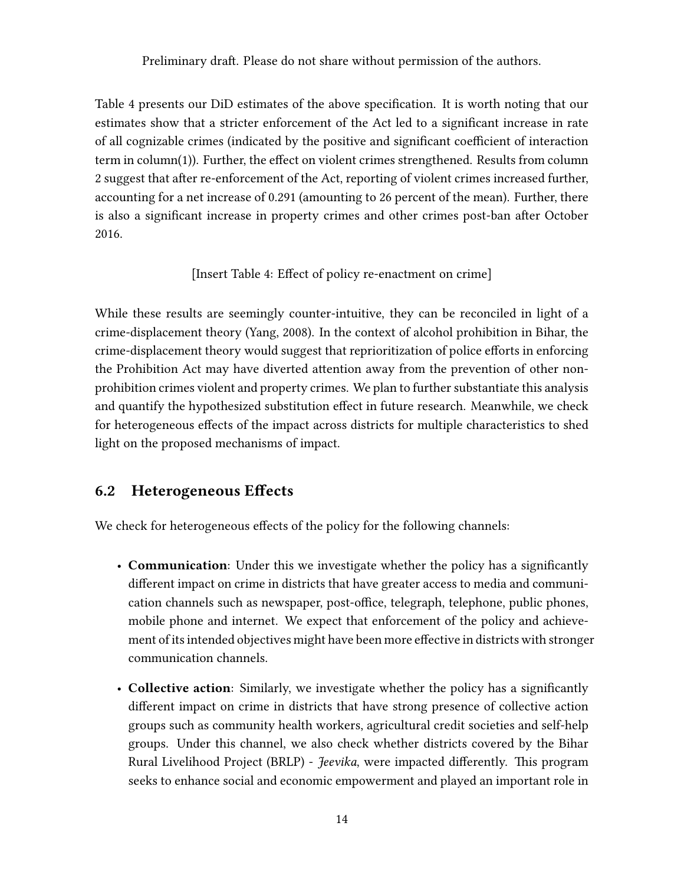Table 4 presents our DiD estimates of the above specification. It is worth noting that our estimates show that a stricter enforcement of the Act led to a significant increase in rate of all cognizable crimes (indicated by the positive and significant coefficient of interaction term in column(1)). Further, the effect on violent crimes strengthened. Results from column 2 suggest that after re-enforcement of the Act, reporting of violent crimes increased further, accounting for a net increase of 0.291 (amounting to 26 percent of the mean). Further, there is also a significant increase in property crimes and other crimes post-ban after October 2016.

[Insert Table 4: Effect of policy re-enactment on crime]

While these results are seemingly counter-intuitive, they can be reconciled in light of a crime-displacement theory (Yang, 2008). In the context of alcohol prohibition in Bihar, the crime-displacement theory would suggest that reprioritization of police efforts in enforcing the Prohibition Act may have diverted attention away from the prevention of other non-prohibition crimes violent and property crimes. We plan to further substantiate this analysis and quantify the hypothesized substitution effect in future research. Meanwhile, we check for heterogeneous effects of the impact across districts for multiple characteristics to shed light on the proposed mechanisms of impact.

## 6.2 Heterogeneous Effects

We check for heterogeneous effects of the policy for the following channels:

- **Communication**: Under this we investigate whether the policy has a significantly different impact on crime in districts that have greater access to media and communication channels such as newspaper, post-office, telegraph, telephone, public phones, mobile phone and internet. We expect that enforcement of the policy and achievement of its intended objectives might have been more effective in districts with stronger communication channels.
- **Collective action**: Similarly, we investigate whether the policy has a significantly different impact on crime in districts that have strong presence of collective action groups such as community health workers, agricultural credit societies and self-help groups. Under this channel, we also check whether districts covered by the Bihar Rural Livelihood Project (BRLP) - *Jeevika*, were impacted differently. This program seeks to enhance social and economic empowerment and played an important role in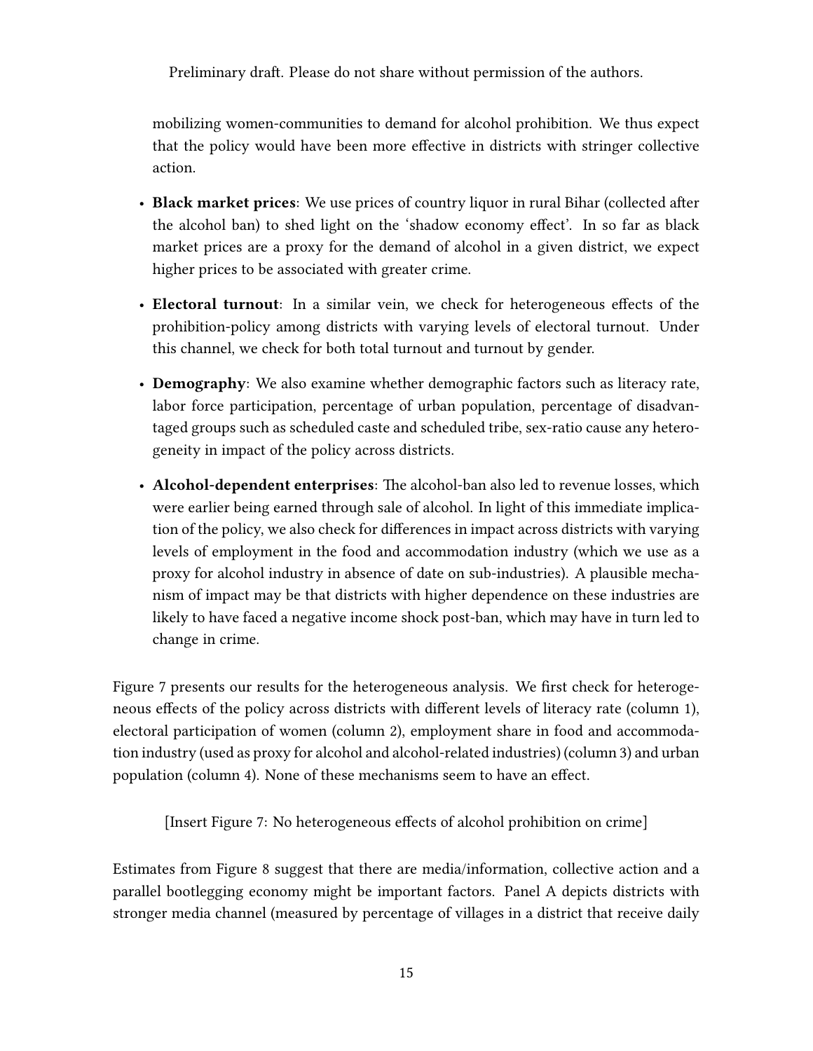mobilizing women-communities to demand for alcohol prohibition. We thus expect that the policy would have been more effective in districts with stringer collective action.

- **Black market prices**: We use prices of country liquor in rural Bihar (collected after the alcohol ban) to shed light on the 'shadow economy effect'. In so far as black market prices are a proxy for the demand of alcohol in a given district, we expect higher prices to be associated with greater crime.
- **Electoral turnout**: In a similar vein, we check for heterogeneous effects of the prohibition-policy among districts with varying levels of electoral turnout. Under this channel, we check for both total turnout and turnout by gender.
- **Demography**: We also examine whether demographic factors such as literacy rate, labor force participation, percentage of urban population, percentage of disadvantaged groups such as scheduled caste and scheduled tribe, sex-ratio cause any heterogeneity in impact of the policy across districts.
- **Alcohol-dependent enterprises**: The alcohol-ban also led to revenue losses, which were earlier being earned through sale of alcohol. In light of this immediate implication of the policy, we also check for differences in impact across districts with varying levels of employment in the food and accommodation industry (which we use as a proxy for alcohol industry in absence of date on sub-industries). A plausible mechanism of impact may be that districts with higher dependence on these industries are likely to have faced a negative income shock post-ban, which may have in turn led to change in crime.

Figure 7 presents our results for the heterogeneous analysis. We first check for heterogeneous effects of the policy across districts with different levels of literacy rate (column 1), electoral participation of women (column 2), employment share in food and accommodation industry (used as proxy for alcohol and alcohol-related industries) (column 3) and urban population (column 4). None of these mechanisms seem to have an effect.

[Insert Figure 7: No heterogeneous effects of alcohol prohibition on crime]

Estimates from Figure 8 suggest that there are media/information, collective action and a parallel bootlegging economy might be important factors. Panel A depicts districts with stronger media channel (measured by percentage of villages in a district that receive daily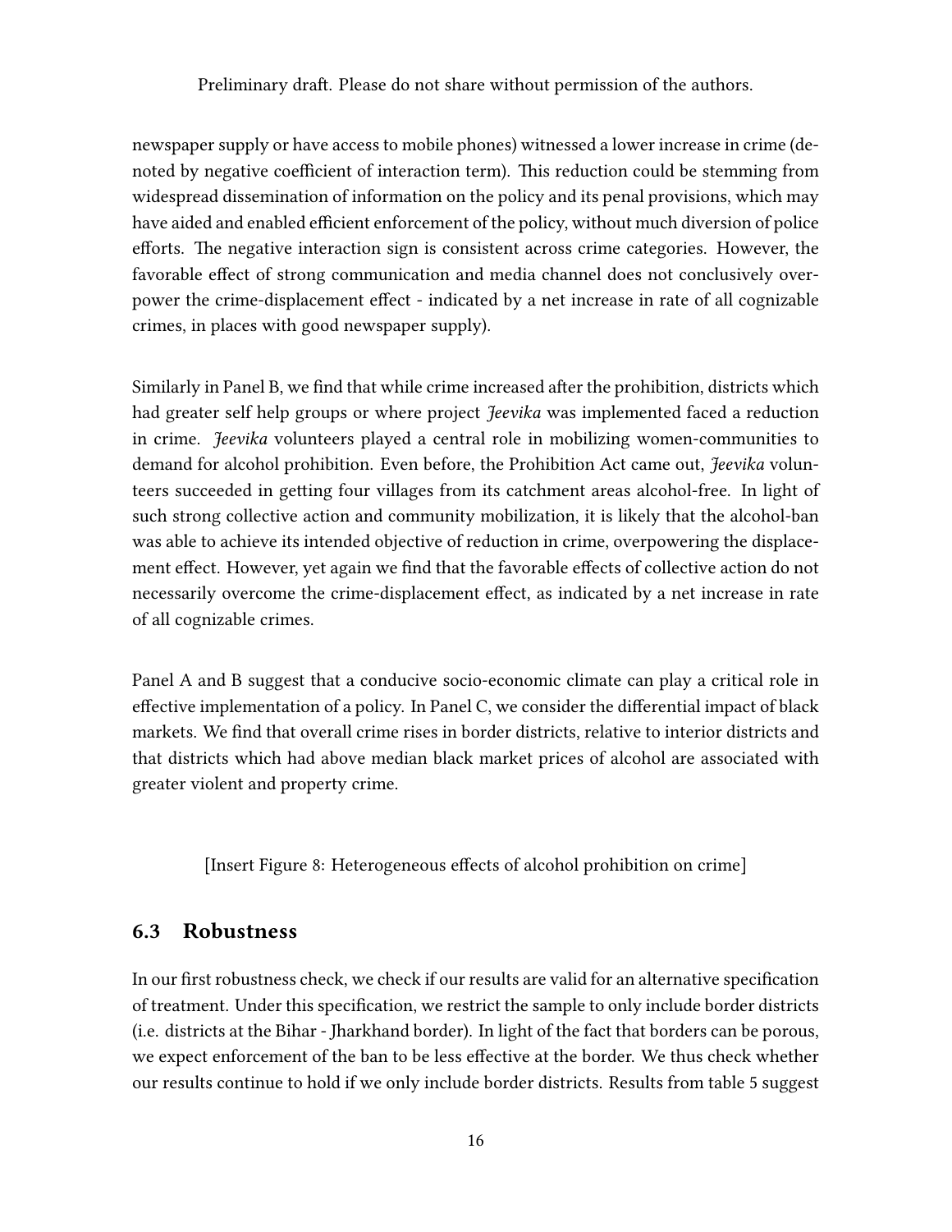Preliminary draft. Please do not share without permission of the authors.

newspaper supply or have access to mobile phones) witnessed a lower increase in crime (denoted by negative coefficient of interaction term). This reduction could be stemming from widespread dissemination of information on the policy and its penal provisions, which may have aided and enabled efficient enforcement of the policy, without much diversion of police efforts. The negative interaction sign is consistent across crime categories. However, the favorable effect of strong communication and media channel does not conclusively overpower the crime-displacement effect - indicated by a net increase in rate of all cognizable crimes, in places with good newspaper supply).

Similarly in Panel B, we find that while crime increased after the prohibition, districts which had greater self help groups or where project *Jeevika* was implemented faced a reduction in crime. *Jeevika* volunteers played a central role in mobilizing women-communities to demand for alcohol prohibition. Even before, the Prohibition Act came out, *Jeevika* volunteers succeeded in getting four villages from its catchment areas alcohol-free. In light of such strong collective action and community mobilization, it is likely that the alcohol-ban was able to achieve its intended objective of reduction in crime, overpowering the displacement effect. However, yet again we find that the favorable effects of collective action do not necessarily overcome the crime-displacement effect, as indicated by a net increase in rate of all cognizable crimes.

Panel A and B suggest that a conducive socio-economic climate can play a critical role in effective implementation of a policy. In Panel C, we consider the differential impact of black markets. We find that overall crime rises in border districts, relative to interior districts and that districts which had above median black market prices of alcohol are associated with greater violent and property crime.

[Insert Figure 8: Heterogeneous effects of alcohol prohibition on crime]

### 6.3 Robustness

In our first robustness check, we check if our results are valid for an alternative specification of treatment. Under this specification, we restrict the sample to only include border districts (i.e. districts at the Bihar - Jharkhand border). In light of the fact that borders can be porous, we expect enforcement of the ban to be less effective at the border. We thus check whether our results continue to hold if we only include border districts. Results from table 5 suggest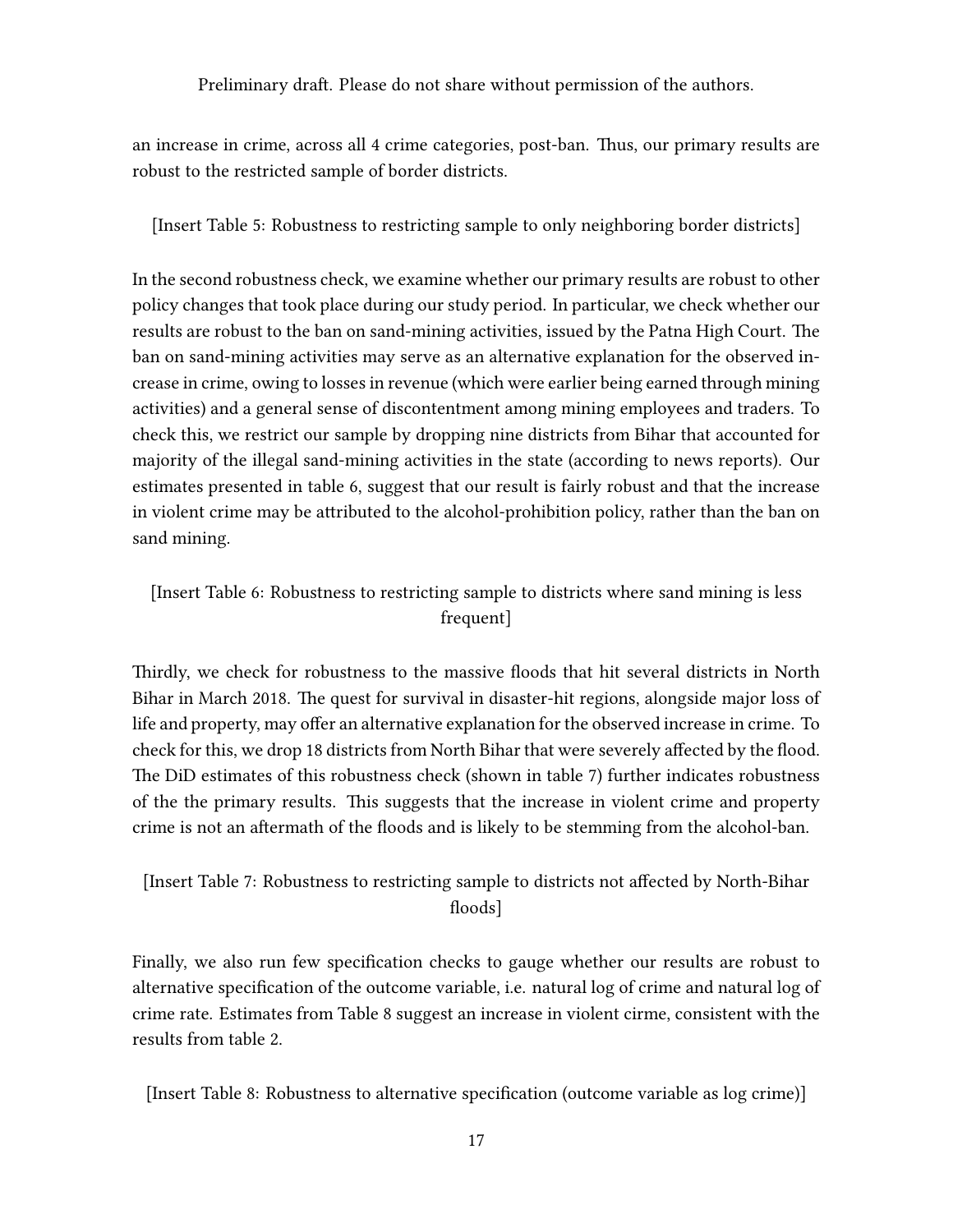an increase in crime, across all 4 crime categories, post-ban. Thus, our primary results are robust to the restricted sample of border districts.

[Insert Table 5: Robustness to restricting sample to only neighboring border districts]

In the second robustness check, we examine whether our primary results are robust to other policy changes that took place during our study period. In particular, we check whether our results are robust to the ban on sand-mining activities, issued by the Patna High Court. The ban on sand-mining activities may serve as an alternative explanation for the observed increase in crime, owing to losses in revenue (which were earlier being earned through mining activities) and a general sense of discontentment among mining employees and traders. To check this, we restrict our sample by dropping nine districts from Bihar that accounted for majority of the illegal sand-mining activities in the state (according to news reports). Our estimates presented in table 6, suggest that our result is fairly robust and that the increase in violent crime may be attributed to the alcohol-prohibition policy, rather than the ban on sand mining.

[Insert Table 6: Robustness to restricting sample to districts where sand mining is less frequent]

Thirdly, we check for robustness to the massive floods that hit several districts in North Bihar in March 2018. The quest for survival in disaster-hit regions, alongside major loss of life and property, may offer an alternative explanation for the observed increase in crime. To check for this, we drop 18 districts from North Bihar that were severely affected by the flood. The DiD estimates of this robustness check (shown in table 7) further indicates robustness of the the primary results. This suggests that the increase in violent crime and property crime is not an aftermath of the floods and is likely to be stemming from the alcohol-ban.

[Insert Table 7: Robustness to restricting sample to districts not affected by North-Bihar floods]

Finally, we also run few specification checks to gauge whether our results are robust to alternative specification of the outcome variable, i.e. natural log of crime and natural log of crime rate. Estimates from Table 8 suggest an increase in violent cirme, consistent with the results from table 2.

[Insert Table 8: Robustness to alternative specification (outcome variable as log crime)]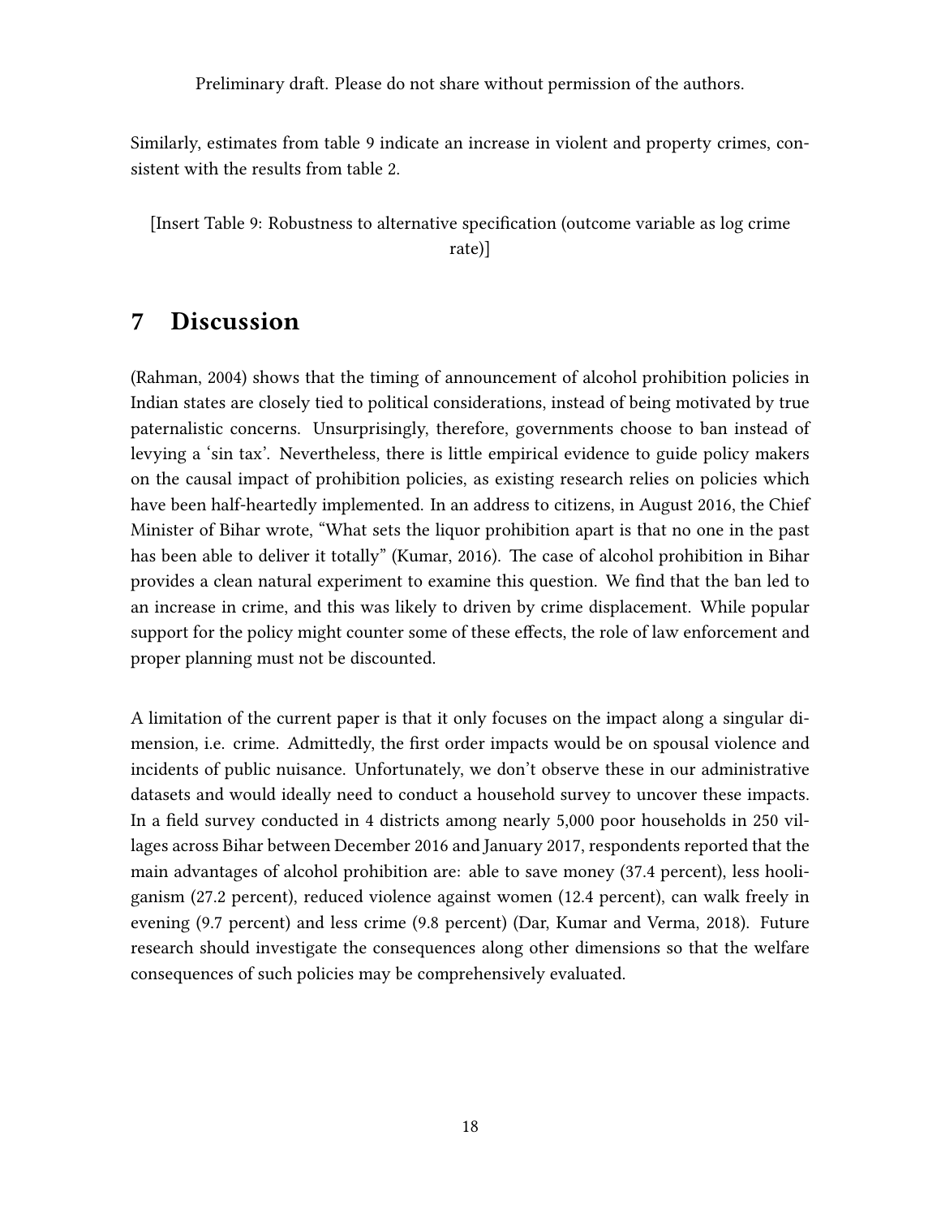Preliminary draft. Please do not share without permission of the authors.

Similarly, estimates from table 9 indicate an increase in violent and property crimes, consistent with the results from table 2.

[Insert Table 9: Robustness to alternative specification (outcome variable as log crime rate)]

## 7 Discussion

(Rahman, 2004) shows that the timing of announcement of alcohol prohibition policies in Indian states are closely tied to political considerations, instead of being motivated by true paternalistic concerns. Unsurprisingly, therefore, governments choose to ban instead of levying a 'sin tax'. Nevertheless, there is little empirical evidence to guide policy makers on the causal impact of prohibition policies, as existing research relies on policies which have been half-heartedly implemented. In an address to citizens, in August 2016, the Chief Minister of Bihar wrote, "What sets the liquor prohibition apart is that no one in the past has been able to deliver it totally" (Kumar, 2016). The case of alcohol prohibition in Bihar provides a clean natural experiment to examine this question. We find that the ban led to an increase in crime, and this was likely to driven by crime displacement. While popular support for the policy might counter some of these effects, the role of law enforcement and proper planning must not be discounted.

A limitation of the current paper is that it only focuses on the impact along a singular dimension, i.e. crime. Admittedly, the first order impacts would be on spousal violence and incidents of public nuisance. Unfortunately, we don't observe these in our administrative datasets and would ideally need to conduct a household survey to uncover these impacts. In a field survey conducted in 4 districts among nearly 5,000 poor households in 250 villages across Bihar between December 2016 and January 2017, respondents reported that the main advantages of alcohol prohibition are: able to save money (37.4 percent), less hooliganism (27.2 percent), reduced violence against women (12.4 percent), can walk freely in evening (9.7 percent) and less crime (9.8 percent) (Dar, Kumar and Verma, 2018). Future research should investigate the consequences along other dimensions so that the welfare consequences of such policies may be comprehensively evaluated.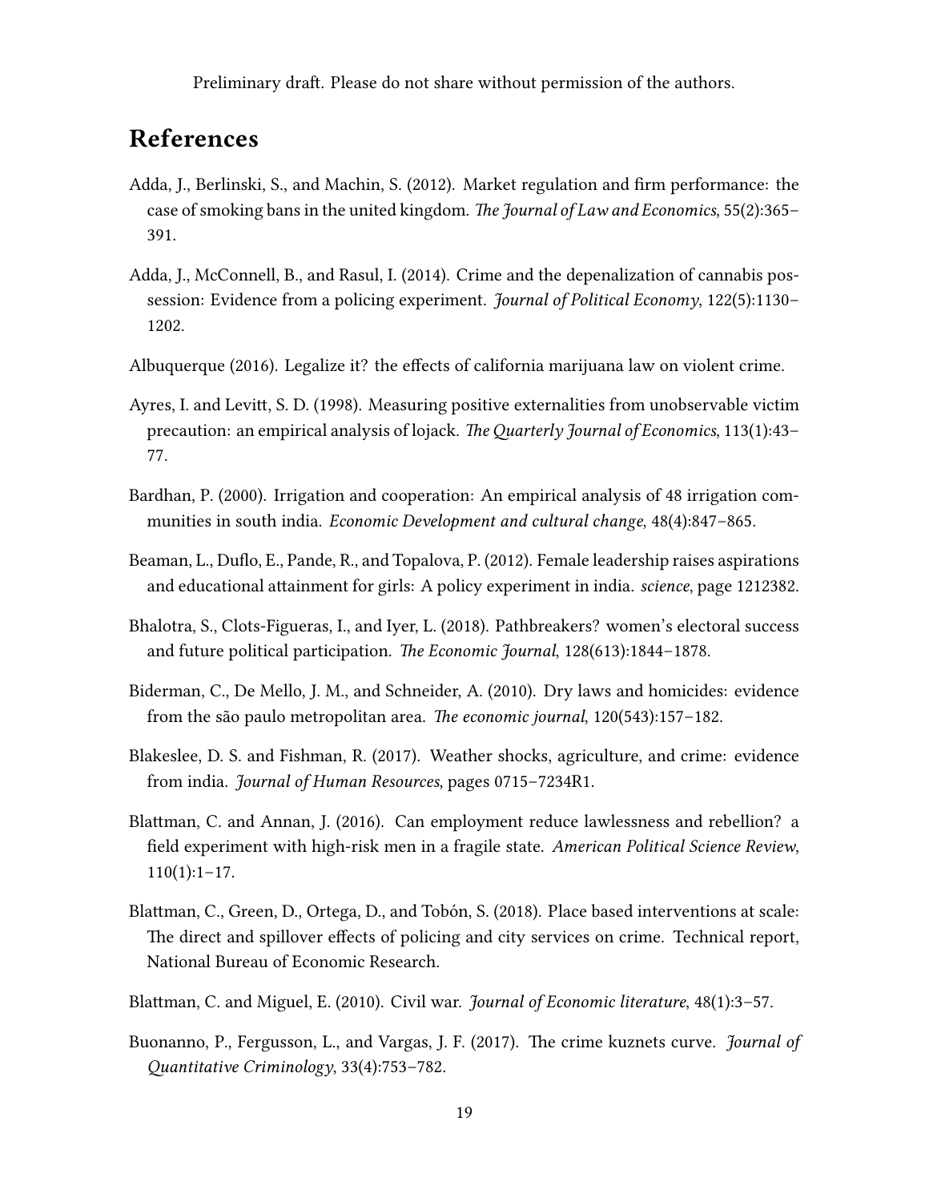Preliminary draft. Please do not share without permission of the authors.

# References

Adda, J., Berlinski, S., and Machin, S. (2012). Market regulation and firm performance: the case of smoking bans in the united kingdom. *The Journal of Law and Economics*, 55(2):365–391.

Adda, J., McConnell, B., and Rasul, I. (2014). Crime and the depenalization of cannabis possession: Evidence from a policing experiment. *Journal of Political Economy*, 122(5):1130–1202.

Albuquerque (2016). Legalize it? the effects of california marijuana law on violent crime.

Ayres, I. and Levitt, S. D. (1998). Measuring positive externalities from unobservable victim precaution: an empirical analysis of lojack. *The Quarterly Journal of Economics*, 113(1):43–77.

Bardhan, P. (2000). Irrigation and cooperation: An empirical analysis of 48 irrigation communities in south india. *Economic Development and cultural change*, 48(4):847–865.

Beaman, L., Duflo, E., Pande, R., and Topalova, P. (2012). Female leadership raises aspirations and educational attainment for girls: A policy experiment in india. *science*, page 1212382.

Bhalotra, S., Clots-Figueras, I., and Iyer, L. (2018). Pathbreakers? women's electoral success and future political participation. *The Economic Journal*, 128(613):1844–1878.

Biderman, C., De Mello, J. M., and Schneider, A. (2010). Dry laws and homicides: evidence from the são paulo metropolitan area. *The economic journal*, 120(543):157–182.

Blakeslee, D. S. and Fishman, R. (2017). Weather shocks, agriculture, and crime: evidence from india. *Journal of Human Resources*, pages 0715–7234R1.

Blattman, C. and Annan, J. (2016). Can employment reduce lawlessness and rebellion? a field experiment with high-risk men in a fragile state. *American Political Science Review*, 110(1):1–17.

Blattman, C., Green, D., Ortega, D., and Tobón, S. (2018). Place based interventions at scale: The direct and spillover effects of policing and city services on crime. Technical report, National Bureau of Economic Research.

Blattman, C. and Miguel, E. (2010). Civil war. *Journal of Economic literature*, 48(1):3–57.

Buonanno, P., Fergusson, L., and Vargas, J. F. (2017). The crime kuznets curve. *Journal of Quantitative Criminology*, 33(4):753–782.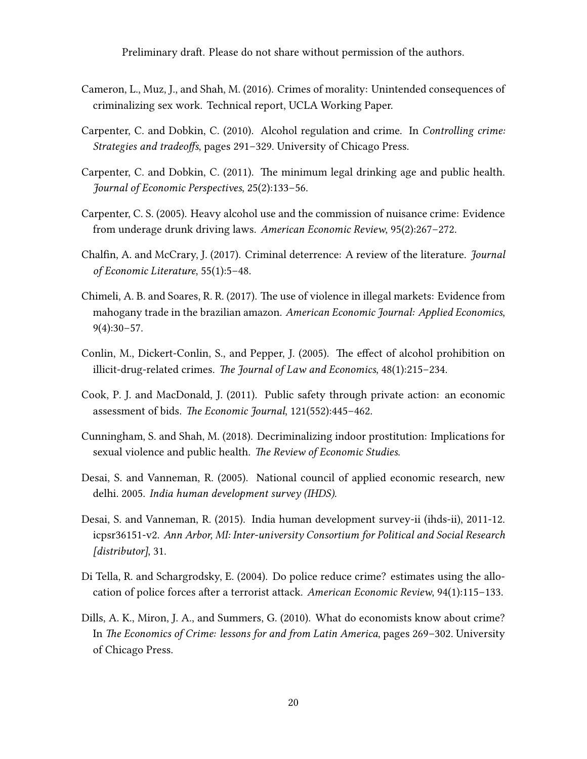Cameron, L., Muz, J., and Shah, M. (2016). Crimes of morality: Unintended consequences of criminalizing sex work. Technical report, UCLA Working Paper.

Carpenter, C. and Dobkin, C. (2010). Alcohol regulation and crime. In *Controlling crime: Strategies and tradeoffs*, pages 291–329. University of Chicago Press.

Carpenter, C. and Dobkin, C. (2011). The minimum legal drinking age and public health. *Journal of Economic Perspectives*, 25(2):133–56.

Carpenter, C. S. (2005). Heavy alcohol use and the commission of nuisance crime: Evidence from underage drunk driving laws. *American Economic Review*, 95(2):267–272.

Chalfin, A. and McCrary, J. (2017). Criminal deterrence: A review of the literature. *Journal of Economic Literature*, 55(1):5–48.

Chimeli, A. B. and Soares, R. R. (2017). The use of violence in illegal markets: Evidence from mahogany trade in the brazilian amazon. *American Economic Journal: Applied Economics*, 9(4):30–57.

Conlin, M., Dickert-Conlin, S., and Pepper, J. (2005). The effect of alcohol prohibition on illicit-drug-related crimes. *The Journal of Law and Economics*, 48(1):215–234.

Cook, P. J. and MacDonald, J. (2011). Public safety through private action: an economic assessment of bids. *The Economic Journal*, 121(552):445–462.

Cunningham, S. and Shah, M. (2018). Decriminalizing indoor prostitution: Implications for sexual violence and public health. *The Review of Economic Studies*.

Desai, S. and Vanneman, R. (2005). National council of applied economic research, new delhi. 2005. *India human development survey (IHDS)*.

Desai, S. and Vanneman, R. (2015). India human development survey-ii (ihds-ii), 2011-12. icpsr36151-v2. *Ann Arbor, MI: Inter-university Consortium for Political and Social Research [distributor]*, 31.

Di Tella, R. and Schargrodsky, E. (2004). Do police reduce crime? estimates using the allocation of police forces after a terrorist attack. *American Economic Review*, 94(1):115–133.

Dills, A. K., Miron, J. A., and Summers, G. (2010). What do economists know about crime? In *The Economics of Crime: lessons for and from Latin America*, pages 269–302. University of Chicago Press.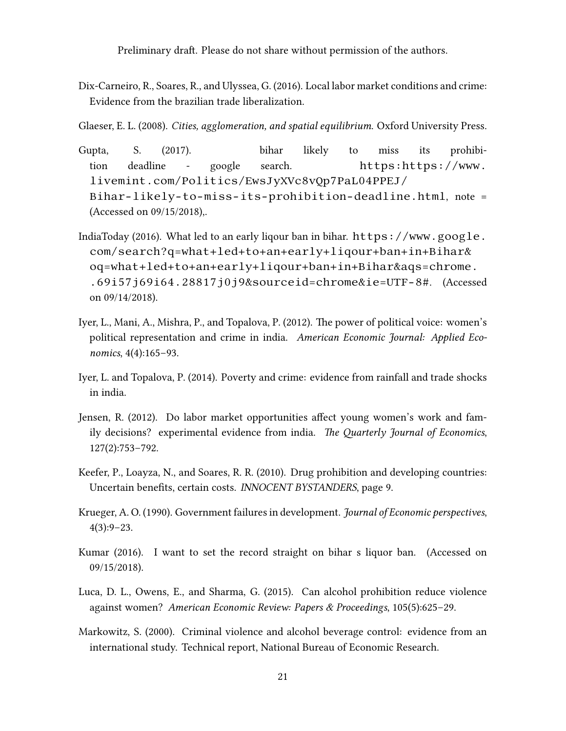Dix-Carneiro, R., Soares, R., and Ulyssea, G. (2016). Local labor market conditions and crime: Evidence from the brazilian trade liberalization.

Glaeser, E. L. (2008). *Cities, agglomeration, and spatial equilibrium*. Oxford University Press.

Gupta, S. (2017). bihar likely to miss its prohibition deadline - google search. https:https://www.livemint.com/Politics/EwsJyXVc8vQp7PaL04PPEJ/Bihar-likely-to-miss-its-prohibition-deadline.html, note = (Accessed on 09/15/2018),.

IndiaToday (2016). What led to an early liqour ban in bihar. https://www.google.com/search?q=what+led+to+an+early+liqour+ban+in+Bihar&oq=what+led+to+an+early+liqour+ban+in+Bihar&aqs=chrome..69i57j69i64.28817j0j9&sourceid=chrome&ie=UTF-8#. (Accessed on 09/14/2018).

Iyer, L., Mani, A., Mishra, P., and Topalova, P. (2012). The power of political voice: women's political representation and crime in india. *American Economic Journal: Applied Economics*, 4(4):165–93.

Iyer, L. and Topalova, P. (2014). Poverty and crime: evidence from rainfall and trade shocks in india.

Jensen, R. (2012). Do labor market opportunities affect young women's work and family decisions? experimental evidence from india. *The Quarterly Journal of Economics*, 127(2):753–792.

Keefer, P., Loayza, N., and Soares, R. R. (2010). Drug prohibition and developing countries: Uncertain benefits, certain costs. *INNOCENT BYSTANDERS*, page 9.

Krueger, A. O. (1990). Government failures in development. *Journal of Economic perspectives*, 4(3):9–23.

Kumar (2016). I want to set the record straight on bihar s liquor ban. (Accessed on 09/15/2018).

Luca, D. L., Owens, E., and Sharma, G. (2015). Can alcohol prohibition reduce violence against women? *American Economic Review: Papers & Proceedings*, 105(5):625–29.

Markowitz, S. (2000). Criminal violence and alcohol beverage control: evidence from an international study. Technical report, National Bureau of Economic Research.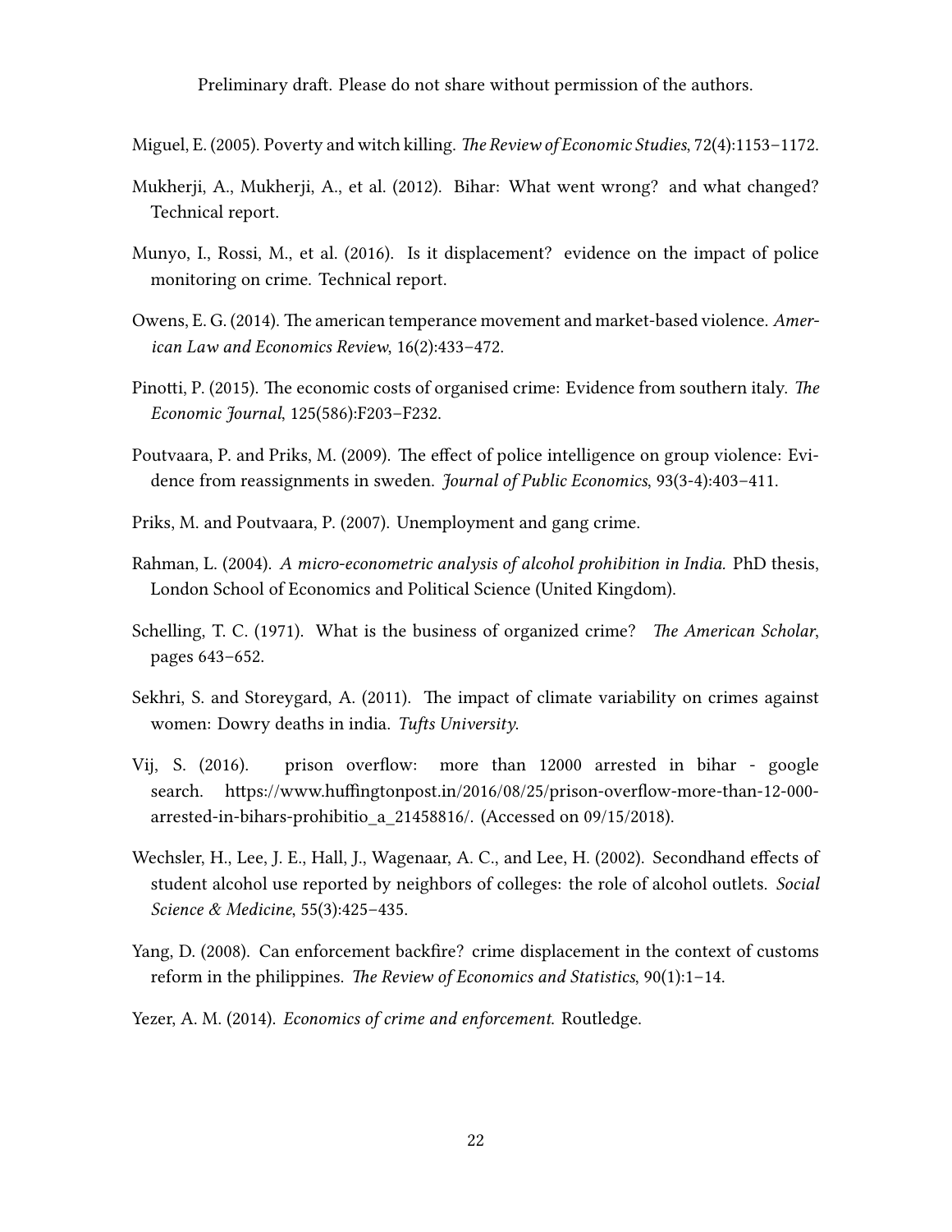Preliminary draft. Please do not share without permission of the authors.

Miguel, E. (2005). Poverty and witch killing. *The Review of Economic Studies*, 72(4):1153–1172.

Mukherji, A., Mukherji, A., et al. (2012). Bihar: What went wrong? and what changed? Technical report.

Munyo, I., Rossi, M., et al. (2016). Is it displacement? evidence on the impact of police monitoring on crime. Technical report.

Owens, E. G. (2014). The american temperance movement and market-based violence. *American Law and Economics Review*, 16(2):433–472.

Pinotti, P. (2015). The economic costs of organised crime: Evidence from southern italy. *The Economic Journal*, 125(586):F203–F232.

Poutvaara, P. and Priks, M. (2009). The effect of police intelligence on group violence: Evidence from reassignments in sweden. *Journal of Public Economics*, 93(3-4):403–411.

Priks, M. and Poutvaara, P. (2007). Unemployment and gang crime.

Rahman, L. (2004). *A micro-econometric analysis of alcohol prohibition in India.* PhD thesis, London School of Economics and Political Science (United Kingdom).

Schelling, T. C. (1971). What is the business of organized crime? *The American Scholar*, pages 643–652.

Sekhri, S. and Storeygard, A. (2011). The impact of climate variability on crimes against women: Dowry deaths in india. *Tufts University.*

Vij, S. (2016). prison overflow: more than 12000 arrested in bihar - google search. https://www.huffingtonpost.in/2016/08/25/prison-overflow-more-than-12-000-arrested-in-bihars-prohibitio_a_21458816/. (Accessed on 09/15/2018).

Wechsler, H., Lee, J. E., Hall, J., Wagenaar, A. C., and Lee, H. (2002). Secondhand effects of student alcohol use reported by neighbors of colleges: the role of alcohol outlets. *Social Science & Medicine*, 55(3):425–435.

Yang, D. (2008). Can enforcement backfire? crime displacement in the context of customs reform in the philippines. *The Review of Economics and Statistics*, 90(1):1–14.

Yezer, A. M. (2014). *Economics of crime and enforcement.* Routledge.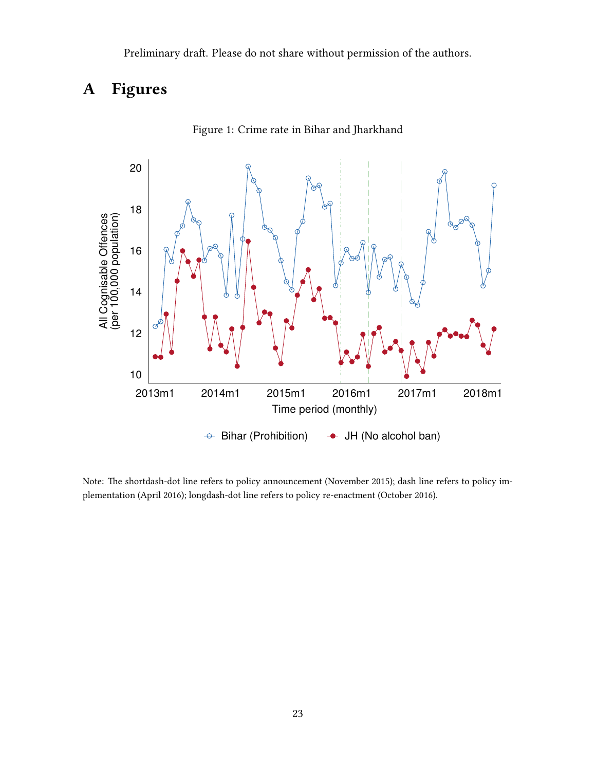Preliminary draft. Please do not share without permission of the authors.

# A Figures

Figure 1: Crime rate in Bihar and Jharkhand

Note: The shortdash-dot line refers to policy announcement (November 2015); dash line refers to policy implementation (April 2016); longdash-dot line refers to policy re-enactment (October 2016).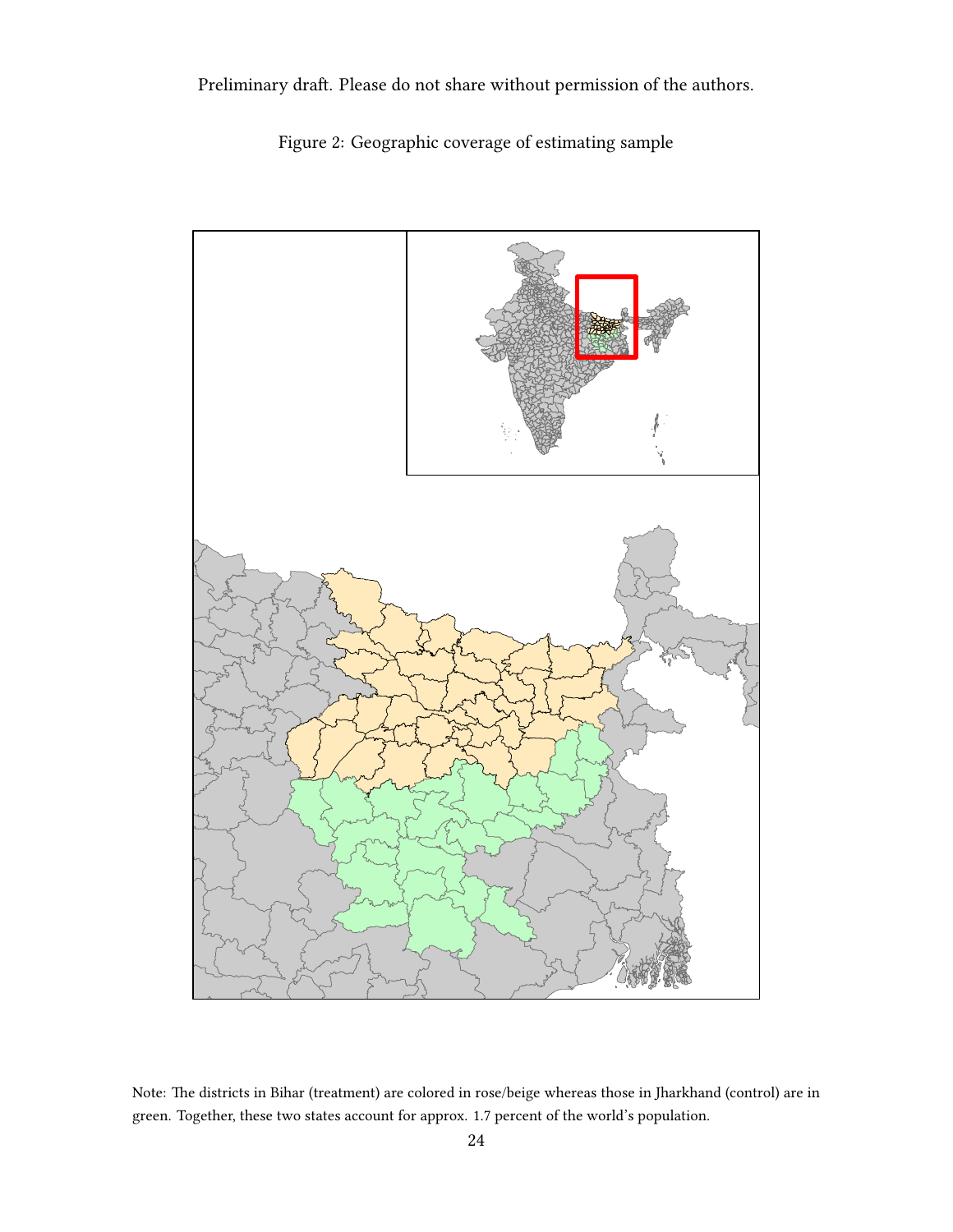Preliminary draft. Please do not share without permission of the authors.

Figure 2: Geographic coverage of estimating sample

Note: The districts in Bihar (treatment) are colored in rose/beige whereas those in Jharkhand (control) are in green. Together, these two states account for approx. 1.7 percent of the world's population.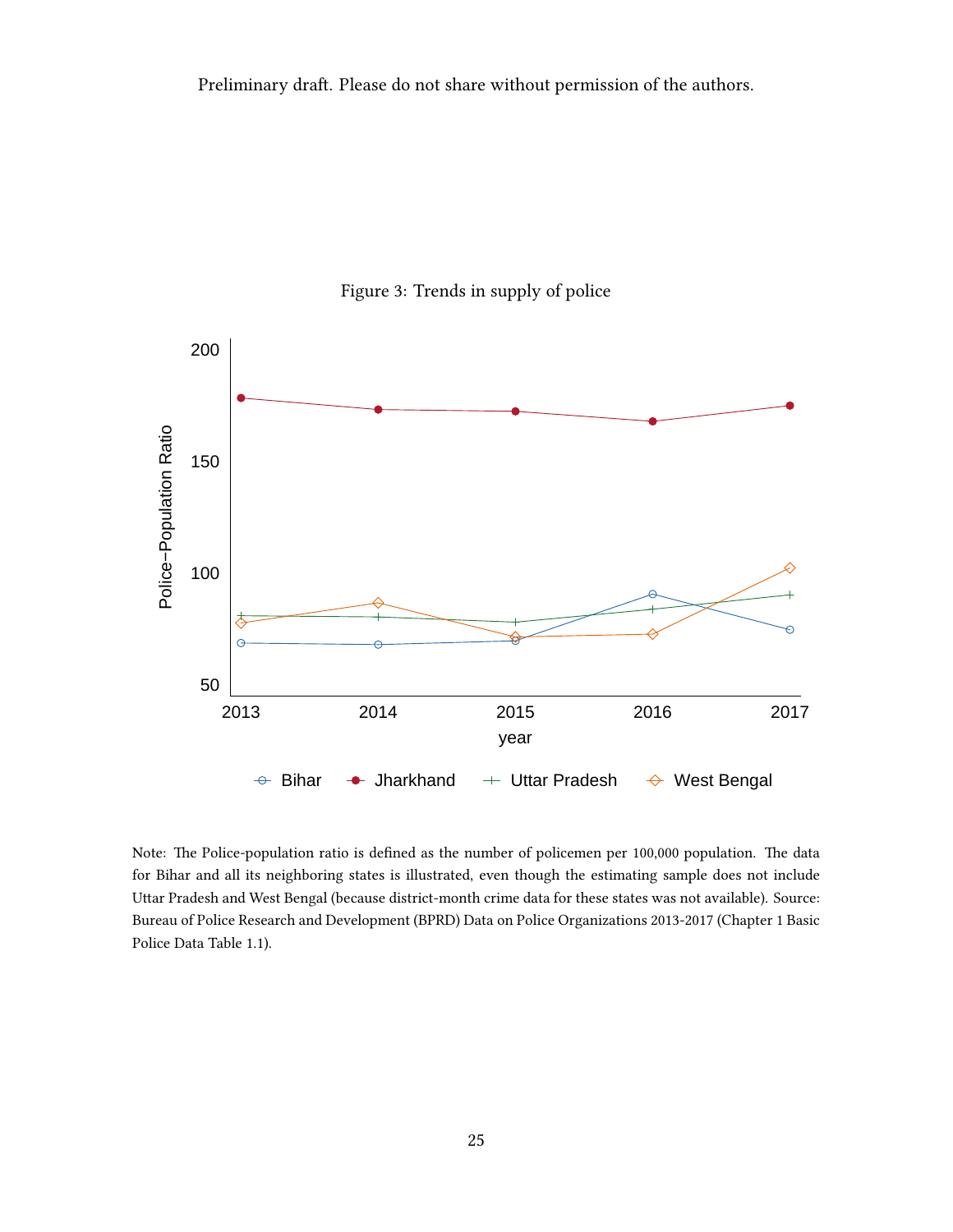Preliminary draft. Please do not share without permission of the authors.

Figure 3: Trends in supply of police

Note: The Police-population ratio is defined as the number of policemen per 100,000 population. The data for Bihar and all its neighboring states is illustrated, even though the estimating sample does not include Uttar Pradesh and West Bengal (because district-month crime data for these states was not available). Source: Bureau of Police Research and Development (BPRD) Data on Police Organizations 2013-2017 (Chapter 1 Basic Police Data Table 1.1).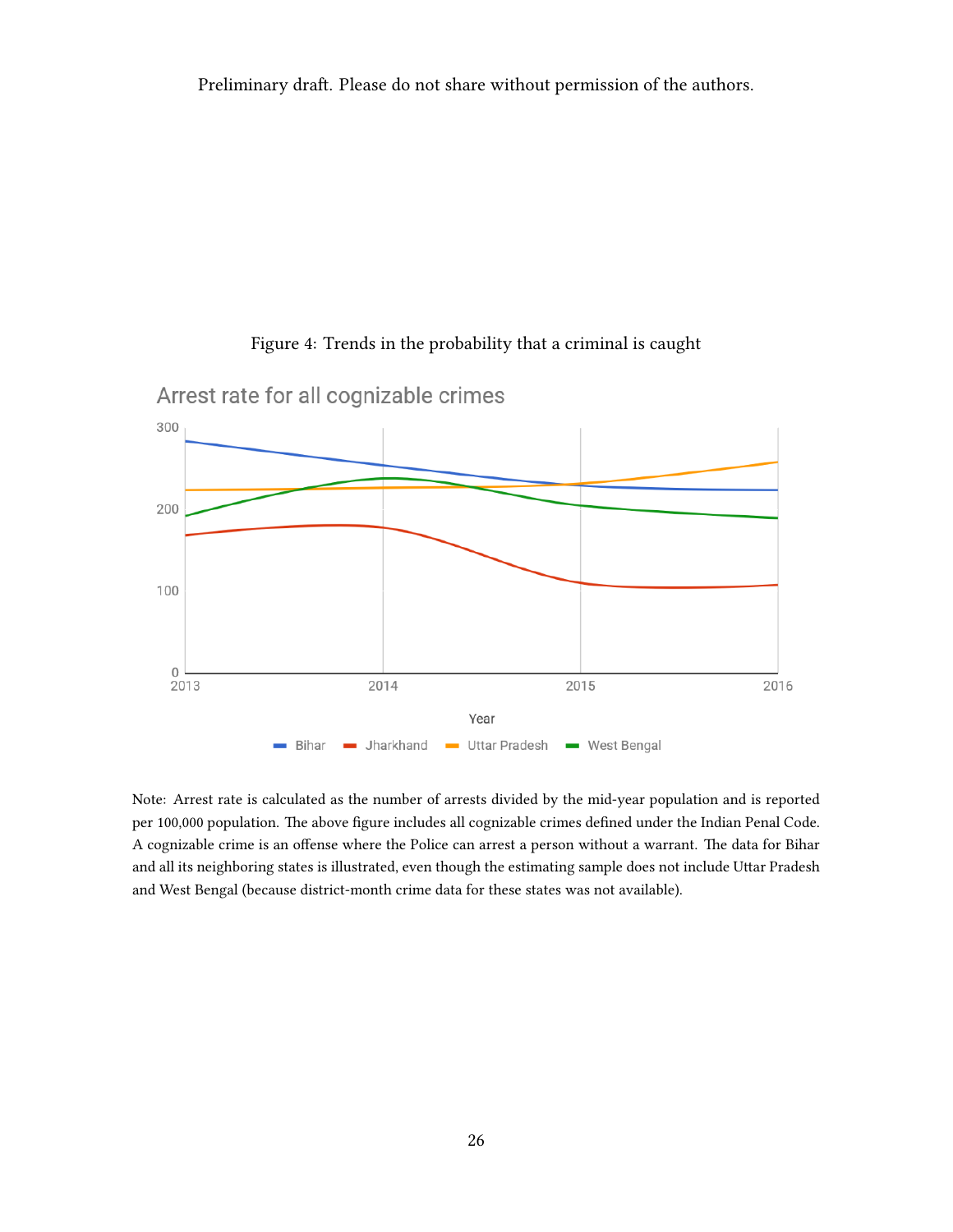Preliminary draft. Please do not share without permission of the authors.

Figure 4: Trends in the probability that a criminal is caught

Note: Arrest rate is calculated as the number of arrests divided by the mid-year population and is reported per 100,000 population. The above figure includes all cognizable crimes defined under the Indian Penal Code. A cognizable crime is an offense where the Police can arrest a person without a warrant. The data for Bihar and all its neighboring states is illustrated, even though the estimating sample does not include Uttar Pradesh and West Bengal (because district-month crime data for these states was not available).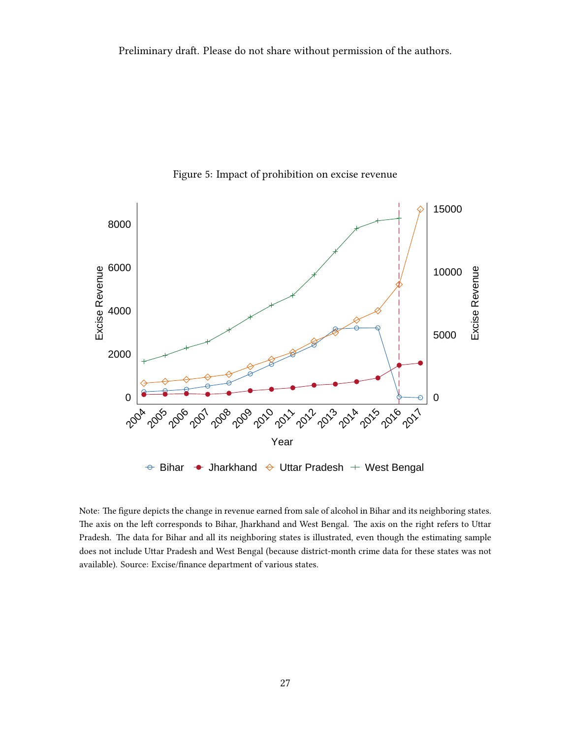Preliminary draft. Please do not share without permission of the authors.

Figure 5: Impact of prohibition on excise revenue

Note: The figure depicts the change in revenue earned from sale of alcohol in Bihar and its neighboring states. The axis on the left corresponds to Bihar, Jharkhand and West Bengal. The axis on the right refers to Uttar Pradesh. The data for Bihar and all its neighboring states is illustrated, even though the estimating sample does not include Uttar Pradesh and West Bengal (because district-month crime data for these states was not available). Source: Excise/finance department of various states.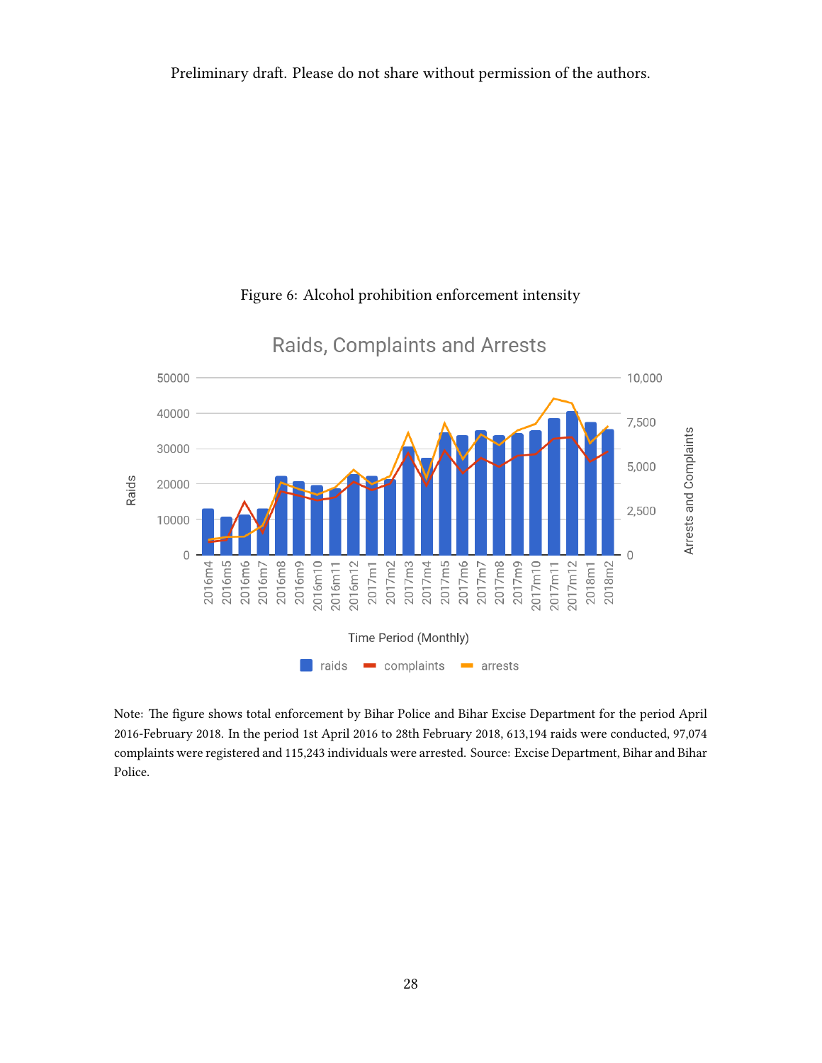Preliminary draft. Please do not share without permission of the authors.

Figure 6: Alcohol prohibition enforcement intensity

Note: The figure shows total enforcement by Bihar Police and Bihar Excise Department for the period April 2016-February 2018. In the period 1st April 2016 to 28th February 2018, 613,194 raids were conducted, 97,074 complaints were registered and 115,243 individuals were arrested. Source: Excise Department, Bihar and Bihar Police.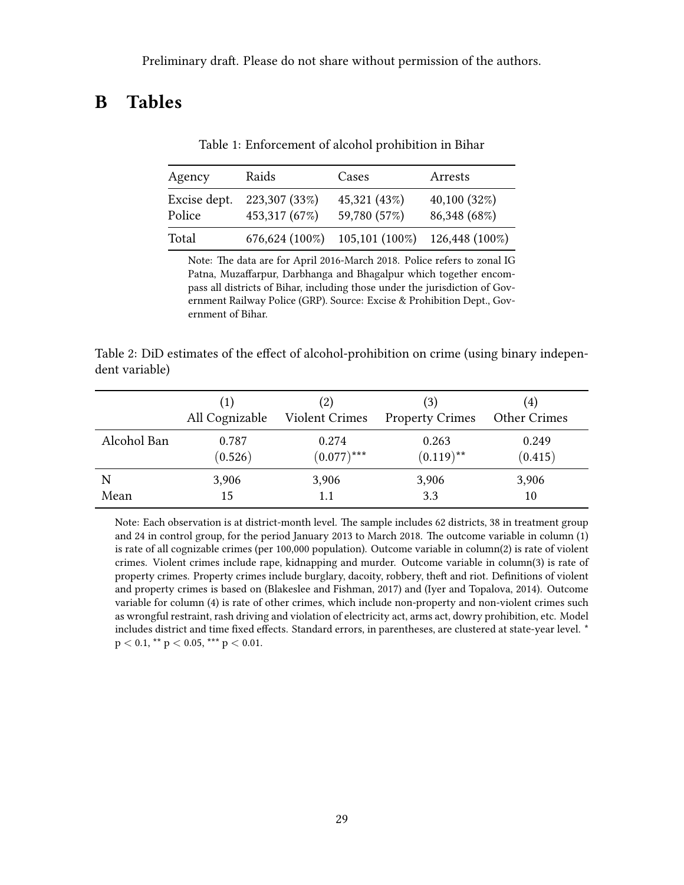Preliminary draft. Please do not share without permission of the authors.

# B Tables

Table 1: Enforcement of alcohol prohibition in Bihar

| Agency | Raids | Cases | Arrests |
|---|---|---|---|
| Excise dept. | 223,307 (33%) | 45,321 (43%) | 40,100 (32%) |
| Police | 453,317 (67%) | 59,780 (57%) | 86,348 (68%) |
| Total | 676,624 (100%) | 105,101 (100%) | 126,448 (100%) |

Note: The data are for April 2016-March 2018. Police refers to zonal IG Patna, Muzaffarpur, Darbhanga and Bhagalpur which together encompass all districts of Bihar, including those under the jurisdiction of Government Railway Police (GRP). Source: Excise & Prohibition Dept., Government of Bihar.

Table 2: DiD estimates of the effect of alcohol-prohibition on crime (using binary independent variable)

| | (1) All Cognizable | (2) Violent Crimes | (3) Property Crimes | (4) Other Crimes |
|---|---|---|---|---|
| Alcohol Ban | 0.787 | 0.274 | 0.263 | 0.249 |
| | (0.526) | $(0.077)^{***}$ | $(0.119)^{**}$ | (0.415) |
| N | 3,906 | 3,906 | 3,906 | 3,906 |
| Mean | 15 | 1.1 | 3.3 | 10 |

Note: Each observation is at district-month level. The sample includes 62 districts, 38 in treatment group and 24 in control group, for the period January 2013 to March 2018. The outcome variable in column (1) is rate of all cognizable crimes (per 100,000 population). Outcome variable in column(2) is rate of violent crimes. Violent crimes include rape, kidnapping and murder. Outcome variable in column(3) is rate of property crimes. Property crimes include burglary, dacoity, robbery, theft and riot. Definitions of violent and property crimes is based on (Blakeslee and Fishman, 2017) and (Iyer and Topalova, 2014). Outcome variable for column (4) is rate of other crimes, which include non-property and non-violent crimes such as wrongful restraint, rash driving and violation of electricity act, arms act, dowry prohibition, etc. Model includes district and time fixed effects. Standard errors, in parentheses, are clustered at state-year level. * $p < 0.1$, ** $p < 0.05$, *** $p < 0.01$.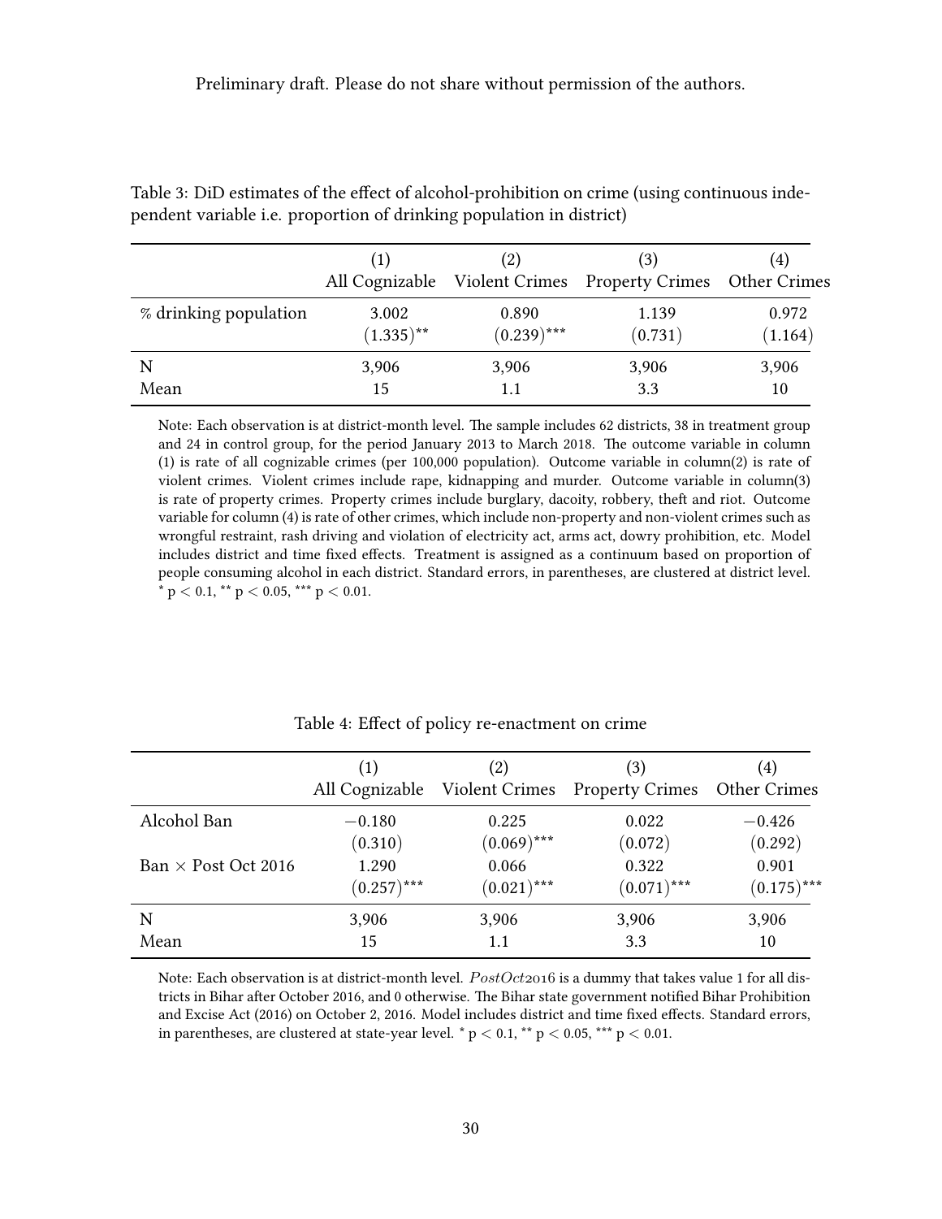Preliminary draft. Please do not share without permission of the authors.

Table 3: DiD estimates of the effect of alcohol-prohibition on crime (using continuous independent variable i.e. proportion of drinking population in district)

| | (1)<br>All Cognizable | (2)<br>Violent Crimes | (3)<br>Property Crimes | (4)<br>Other Crimes |
|---|---|---|---|---|
| % drinking population | 3.002 | 0.890 | 1.139 | 0.972 |
| | $(1.335)^{**}$ | $(0.239)^{***}$ | $(0.731)$ | $(1.164)$ |
| N | 3,906 | 3,906 | 3,906 | 3,906 |
| Mean | 15 | 1.1 | 3.3 | 10 |

Note: Each observation is at district-month level. The sample includes 62 districts, 38 in treatment group and 24 in control group, for the period January 2013 to March 2018. The outcome variable in column (1) is rate of all cognizable crimes (per 100,000 population). Outcome variable in column(2) is rate of violent crimes. Violent crimes include rape, kidnapping and murder. Outcome variable in column(3) is rate of property crimes. Property crimes include burglary, dacoity, robbery, theft and riot. Outcome variable for column (4) is rate of other crimes, which include non-property and non-violent crimes such as wrongful restraint, rash driving and violation of electricity act, arms act, dowry prohibition, etc. Model includes district and time fixed effects. Treatment is assigned as a continuum based on proportion of people consuming alcohol in each district. Standard errors, in parentheses, are clustered at district level. * $p < 0.1$, ** $p < 0.05$, *** $p < 0.01$.

Table 4: Effect of policy re-enactment on crime

| | (1)<br>All Cognizable | (2)<br>Violent Crimes | (3)<br>Property Crimes | (4)<br>Other Crimes |
|---|---|---|---|---|
| Alcohol Ban | $-0.180$ | 0.225 | 0.022 | $-0.426$ |
| | $(0.310)$ | $(0.069)^{***}$ | $(0.072)$ | $(0.292)$ |
| Ban × Post Oct 2016 | 1.290 | 0.066 | 0.322 | 0.901 |
| | $(0.257)^{***}$ | $(0.021)^{***}$ | $(0.071)^{***}$ | $(0.175)^{***}$ |
| N | 3,906 | 3,906 | 3,906 | 3,906 |
| Mean | 15 | 1.1 | 3.3 | 10 |

Note: Each observation is at district-month level. $PostOct2016$ is a dummy that takes value 1 for all districts in Bihar after October 2016, and 0 otherwise. The Bihar state government notified Bihar Prohibition and Excise Act (2016) on October 2, 2016. Model includes district and time fixed effects. Standard errors, in parentheses, are clustered at state-year level. * $p < 0.1$, ** $p < 0.05$, *** $p < 0.01$.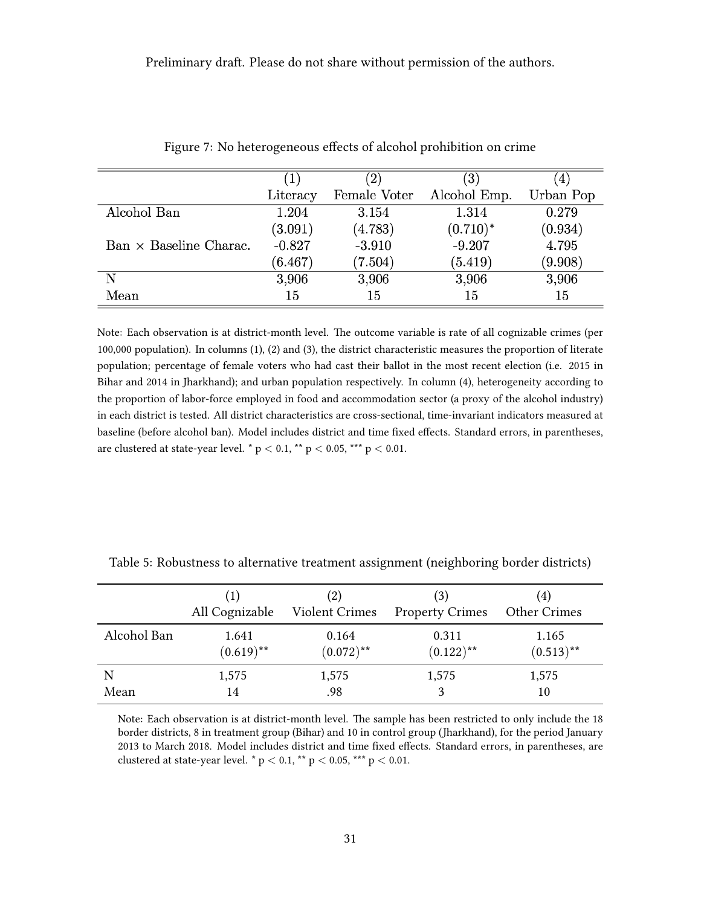Preliminary draft. Please do not share without permission of the authors.

Figure 7: No heterogeneous effects of alcohol prohibition on crime

| | (1) Literacy | (2) Female Voter | (3) Alcohol Emp. | (4) Urban Pop |
|---|---|---|---|---|
| Alcohol Ban | 1.204 | 3.154 | 1.314 | 0.279 |
| | (3.091) | (4.783) | (0.710)* | (0.934) |
| Ban × Baseline Charac. | -0.827 | -3.910 | -9.207 | 4.795 |
| | (6.467) | (7.504) | (5.419) | (9.908) |
| N | 3,906 | 3,906 | 3,906 | 3,906 |
| Mean | 15 | 15 | 15 | 15 |

Note: Each observation is at district-month level. The outcome variable is rate of all cognizable crimes (per 100,000 population). In columns (1), (2) and (3), the district characteristic measures the proportion of literate population; percentage of female voters who had cast their ballot in the most recent election (i.e. 2015 in Bihar and 2014 in Jharkhand); and urban population respectively. In column (4), heterogeneity according to the proportion of labor-force employed in food and accommodation sector (a proxy of the alcohol industry) in each district is tested. All district characteristics are cross-sectional, time-invariant indicators measured at baseline (before alcohol ban). Model includes district and time fixed effects. Standard errors, in parentheses, are clustered at state-year level. * $p < 0.1$, ** $p < 0.05$, *** $p < 0.01$.

Table 5: Robustness to alternative treatment assignment (neighboring border districts)

| | (1) All Cognizable | (2) Violent Crimes | (3) Property Crimes | (4) Other Crimes |
|---|---|---|---|---|
| Alcohol Ban | 1.641 | 0.164 | 0.311 | 1.165 |
| | (0.619)** | (0.072)** | (0.122)** | (0.513)** |
| N | 1,575 | 1,575 | 1,575 | 1,575 |
| Mean | 14 | .98 | 3 | 10 |

Note: Each observation is at district-month level. The sample has been restricted to only include the 18 border districts, 8 in treatment group (Bihar) and 10 in control group (Jharkhand), for the period January 2013 to March 2018. Model includes district and time fixed effects. Standard errors, in parentheses, are clustered at state-year level. * $p < 0.1$, ** $p < 0.05$, *** $p < 0.01$.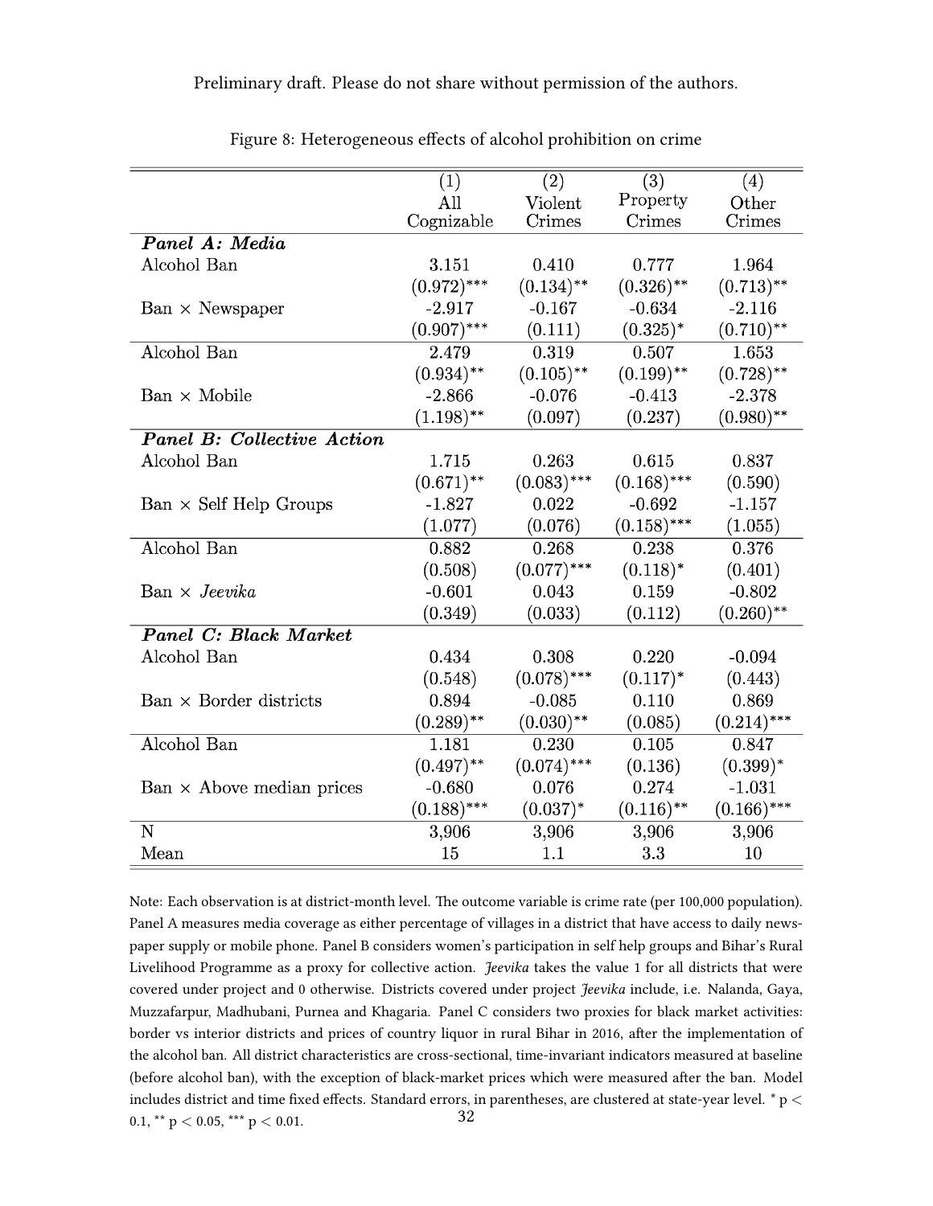Preliminary draft. Please do not share without permission of the authors.

Figure 8: Heterogeneous effects of alcohol prohibition on crime

| | (1) All Cognizable | (2) Violent Crimes | (3) Property Crimes | (4) Other Crimes |
|---|---|---|---|---|
| ***Panel A: Media*** | | | | |
| Alcohol Ban | 3.151 | 0.410 | 0.777 | 1.964 |
| | (0.972)*** | (0.134)** | (0.326)** | (0.713)** |
| Ban × Newspaper | -2.917 | -0.167 | -0.634 | -2.116 |
| | (0.907)*** | (0.111) | (0.325)* | (0.710)** |
| Alcohol Ban | 2.479 | 0.319 | 0.507 | 1.653 |
| | (0.934)** | (0.105)** | (0.199)** | (0.728)** |
| Ban × Mobile | -2.866 | -0.076 | -0.413 | -2.378 |
| | (1.198)** | (0.097) | (0.237) | (0.980)** |
| ***Panel B: Collective Action*** | | | | |
| Alcohol Ban | 1.715 | 0.263 | 0.615 | 0.837 |
| | (0.671)** | (0.083)*** | (0.168)*** | (0.590) |
| Ban × Self Help Groups | -1.827 | 0.022 | -0.692 | -1.157 |
| | (1.077) | (0.076) | (0.158)*** | (1.055) |
| Alcohol Ban | 0.882 | 0.268 | 0.238 | 0.376 |
| | (0.508) | (0.077)*** | (0.118)* | (0.401) |
| Ban × *Jeevika* | -0.601 | 0.043 | 0.159 | -0.802 |
| | (0.349) | (0.033) | (0.112) | (0.260)** |
| ***Panel C: Black Market*** | | | | |
| Alcohol Ban | 0.434 | 0.308 | 0.220 | -0.094 |
| | (0.548) | (0.078)*** | (0.117)* | (0.443) |
| Ban × Border districts | 0.894 | -0.085 | 0.110 | 0.869 |
| | (0.289)** | (0.030)** | (0.085) | (0.214)*** |
| Alcohol Ban | 1.181 | 0.230 | 0.105 | 0.847 |
| | (0.497)** | (0.074)*** | (0.136) | (0.399)* |
| Ban × Above median prices | -0.680 | 0.076 | 0.274 | -1.031 |
| | (0.188)*** | (0.037)* | (0.116)** | (0.166)*** |
| N | 3,906 | 3,906 | 3,906 | 3,906 |
| Mean | 15 | 1.1 | 3.3 | 10 |

Note: Each observation is at district-month level. The outcome variable is crime rate (per 100,000 population). Panel A measures media coverage as either percentage of villages in a district that have access to daily newspaper supply or mobile phone. Panel B considers women's participation in self help groups and Bihar's Rural Livelihood Programme as a proxy for collective action. *Jeevika* takes the value 1 for all districts that were covered under project and 0 otherwise. Districts covered under project *Jeevika* include, i.e. Nalanda, Gaya, Muzzafarpur, Madhubani, Purnea and Khagaria. Panel C considers two proxies for black market activities: border vs interior districts and prices of country liquor in rural Bihar in 2016, after the implementation of the alcohol ban. All district characteristics are cross-sectional, time-invariant indicators measured at baseline (before alcohol ban), with the exception of black-market prices which were measured after the ban. Model includes district and time fixed effects. Standard errors, in parentheses, are clustered at state-year level. * $p < 0.1$, ** $p < 0.05$, *** $p < 0.01$.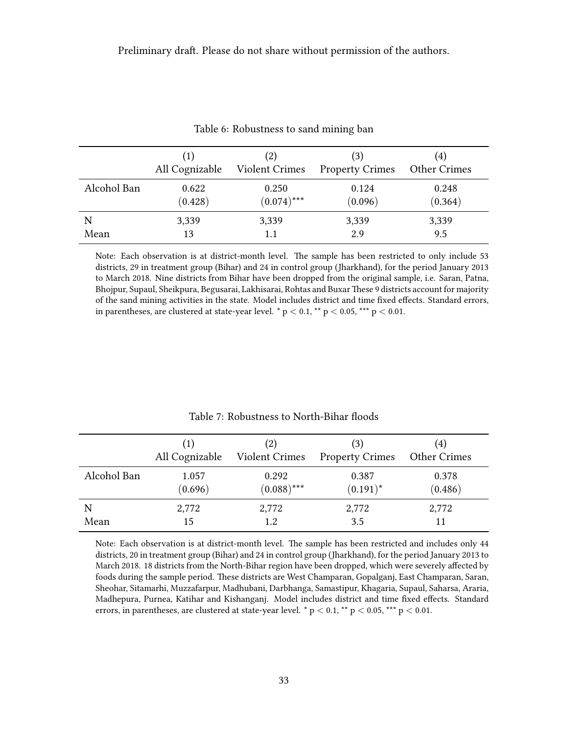Preliminary draft. Please do not share without permission of the authors.

Table 6: Robustness to sand mining ban

| | (1) All Cognizable | (2) Violent Crimes | (3) Property Crimes | (4) Other Crimes |
|---|---|---|---|---|
| Alcohol Ban | 0.622 | 0.250 | 0.124 | 0.248 |
| | (0.428) | $(0.074)^{***}$ | (0.096) | (0.364) |
| N | 3,339 | 3,339 | 3,339 | 3,339 |
| Mean | 13 | 1.1 | 2.9 | 9.5 |

Note: Each observation is at district-month level. The sample has been restricted to only include 53 districts, 29 in treatment group (Bihar) and 24 in control group (Jharkhand), for the period January 2013 to March 2018. Nine districts from Bihar have been dropped from the original sample, i.e. Saran, Patna, Bhojpur, Supaul, Sheikpura, Begusarai, Lakhisarai, Rohtas and Buxar These 9 districts account for majority of the sand mining activities in the state. Model includes district and time fixed effects. Standard errors, in parentheses, are clustered at state-year level. * $p < 0.1$, ** $p < 0.05$, *** $p < 0.01$.

Table 7: Robustness to North-Bihar floods

| | (1) All Cognizable | (2) Violent Crimes | (3) Property Crimes | (4) Other Crimes |
|---|---|---|---|---|
| Alcohol Ban | 1.057 | 0.292 | 0.387 | 0.378 |
| | (0.696) | $(0.088)^{***}$ | $(0.191)^{*}$ | (0.486) |
| N | 2,772 | 2,772 | 2,772 | 2,772 |
| Mean | 15 | 1.2 | 3.5 | 11 |

Note: Each observation is at district-month level. The sample has been restricted and includes only 44 districts, 20 in treatment group (Bihar) and 24 in control group (Jharkhand), for the period January 2013 to March 2018. 18 districts from the North-Bihar region have been dropped, which were severely affected by foods during the sample period. These districts are West Champaran, Gopalganj, East Champaran, Saran, Sheohar, Sitamarhi, Muzzafarpur, Madhubani, Darbhanga, Samastipur, Khagaria, Supaul, Saharsa, Araria, Madhepura, Purnea, Katihar and Kishanganj. Model includes district and time fixed effects. Standard errors, in parentheses, are clustered at state-year level. * $p < 0.1$, ** $p < 0.05$, *** $p < 0.01$.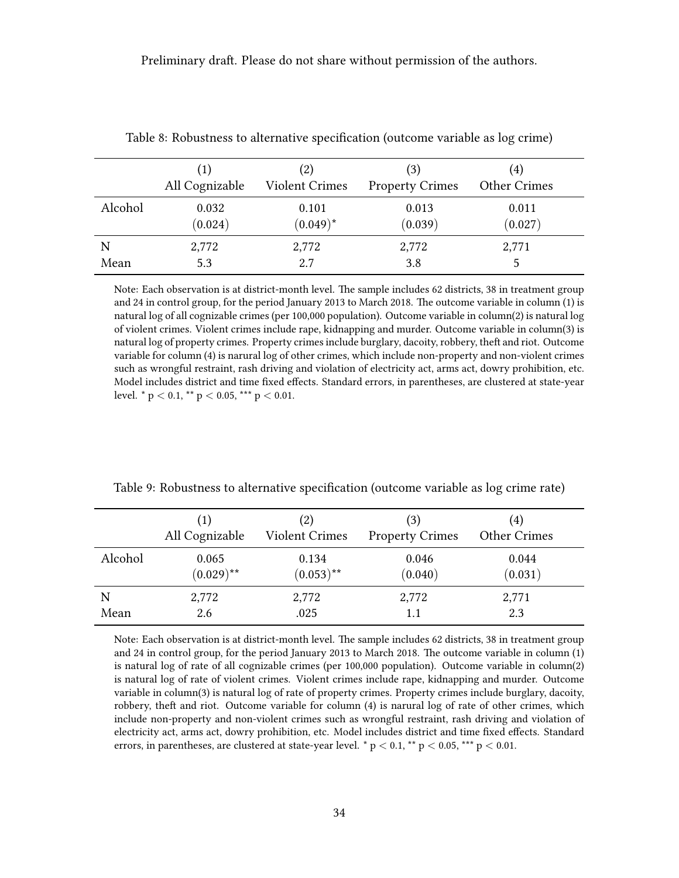Preliminary draft. Please do not share without permission of the authors.

Table 8: Robustness to alternative specification (outcome variable as log crime)

| | (1) All Cognizable | (2) Violent Crimes | (3) Property Crimes | (4) Other Crimes |
|---|---|---|---|---|
| Alcohol | 0.032 | 0.101 | 0.013 | 0.011 |
| | (0.024) | (0.049)* | (0.039) | (0.027) |
| N | 2,772 | 2,772 | 2,772 | 2,771 |
| Mean | 5.3 | 2.7 | 3.8 | 5 |

Note: Each observation is at district-month level. The sample includes 62 districts, 38 in treatment group and 24 in control group, for the period January 2013 to March 2018. The outcome variable in column (1) is natural log of all cognizable crimes (per 100,000 population). Outcome variable in column(2) is natural log of violent crimes. Violent crimes include rape, kidnapping and murder. Outcome variable in column(3) is natural log of property crimes. Property crimes include burglary, dacoity, robbery, theft and riot. Outcome variable for column (4) is narural log of other crimes, which include non-property and non-violent crimes such as wrongful restraint, rash driving and violation of electricity act, arms act, dowry prohibition, etc. Model includes district and time fixed effects. Standard errors, in parentheses, are clustered at state-year level. * $p < 0.1$, ** $p < 0.05$, *** $p < 0.01$.

Table 9: Robustness to alternative specification (outcome variable as log crime rate)

| | (1) All Cognizable | (2) Violent Crimes | (3) Property Crimes | (4) Other Crimes |
|---|---|---|---|---|
| Alcohol | 0.065 | 0.134 | 0.046 | 0.044 |
| | (0.029)** | (0.053)** | (0.040) | (0.031) |
| N | 2,772 | 2,772 | 2,772 | 2,771 |
| Mean | 2.6 | .025 | 1.1 | 2.3 |

Note: Each observation is at district-month level. The sample includes 62 districts, 38 in treatment group and 24 in control group, for the period January 2013 to March 2018. The outcome variable in column (1) is natural log of rate of all cognizable crimes (per 100,000 population). Outcome variable in column(2) is natural log of rate of violent crimes. Violent crimes include rape, kidnapping and murder. Outcome variable in column(3) is natural log of rate of property crimes. Property crimes include burglary, dacoity, robbery, theft and riot. Outcome variable for column (4) is narural log of rate of other crimes, which include non-property and non-violent crimes such as wrongful restraint, rash driving and violation of electricity act, arms act, dowry prohibition, etc. Model includes district and time fixed effects. Standard errors, in parentheses, are clustered at state-year level. * $p < 0.1$, ** $p < 0.05$, *** $p < 0.01$.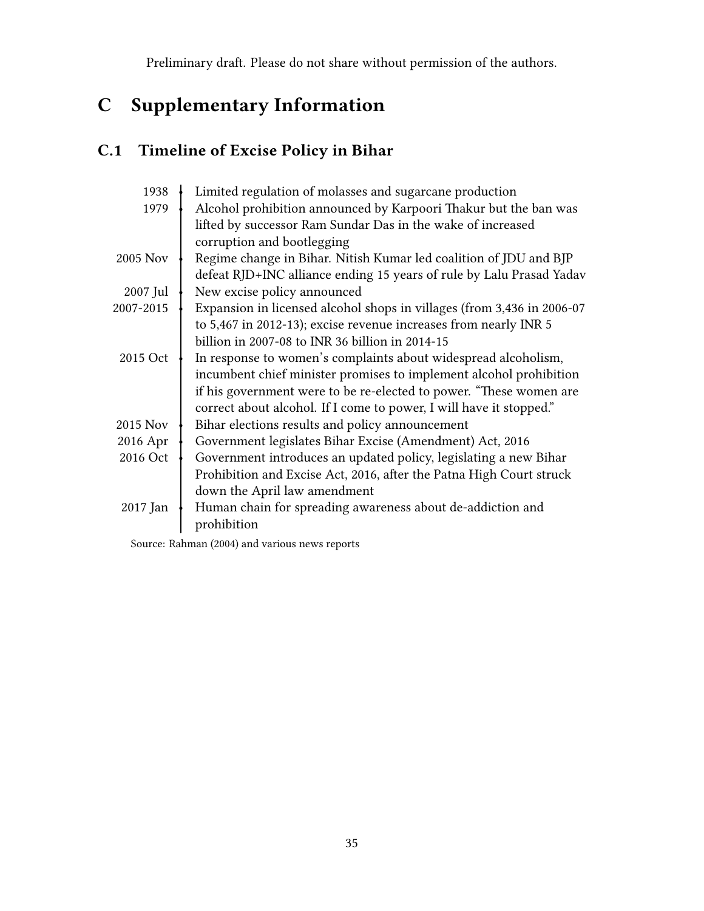Preliminary draft. Please do not share without permission of the authors.

# C Supplementary Information

## C.1 Timeline of Excise Policy in Bihar

| Date | Event |
|---|---|
| 1938 | Limited regulation of molasses and sugarcane production |
| 1979 | Alcohol prohibition announced by Karpoori Thakur but the ban was lifted by successor Ram Sundar Das in the wake of increased corruption and bootlegging |
| 2005 Nov | Regime change in Bihar. Nitish Kumar led coalition of JDU and BJP defeat RJD+INC alliance ending 15 years of rule by Lalu Prasad Yadav |
| 2007 Jul | New excise policy announced |
| 2007-2015 | Expansion in licensed alcohol shops in villages (from 3,436 in 2006-07 to 5,467 in 2012-13); excise revenue increases from nearly INR 5 billion in 2007-08 to INR 36 billion in 2014-15 |
| 2015 Oct | In response to women's complaints about widespread alcoholism, incumbent chief minister promises to implement alcohol prohibition if his government were to be re-elected to power. "These women are correct about alcohol. If I come to power, I will have it stopped." |
| 2015 Nov | Bihar elections results and policy announcement |
| 2016 Apr | Government legislates Bihar Excise (Amendment) Act, 2016 |
| 2016 Oct | Government introduces an updated policy, legislating a new Bihar Prohibition and Excise Act, 2016, after the Patna High Court struck down the April law amendment |
| 2017 Jan | Human chain for spreading awareness about de-addiction and prohibition |

Source: Rahman (2004) and various news reports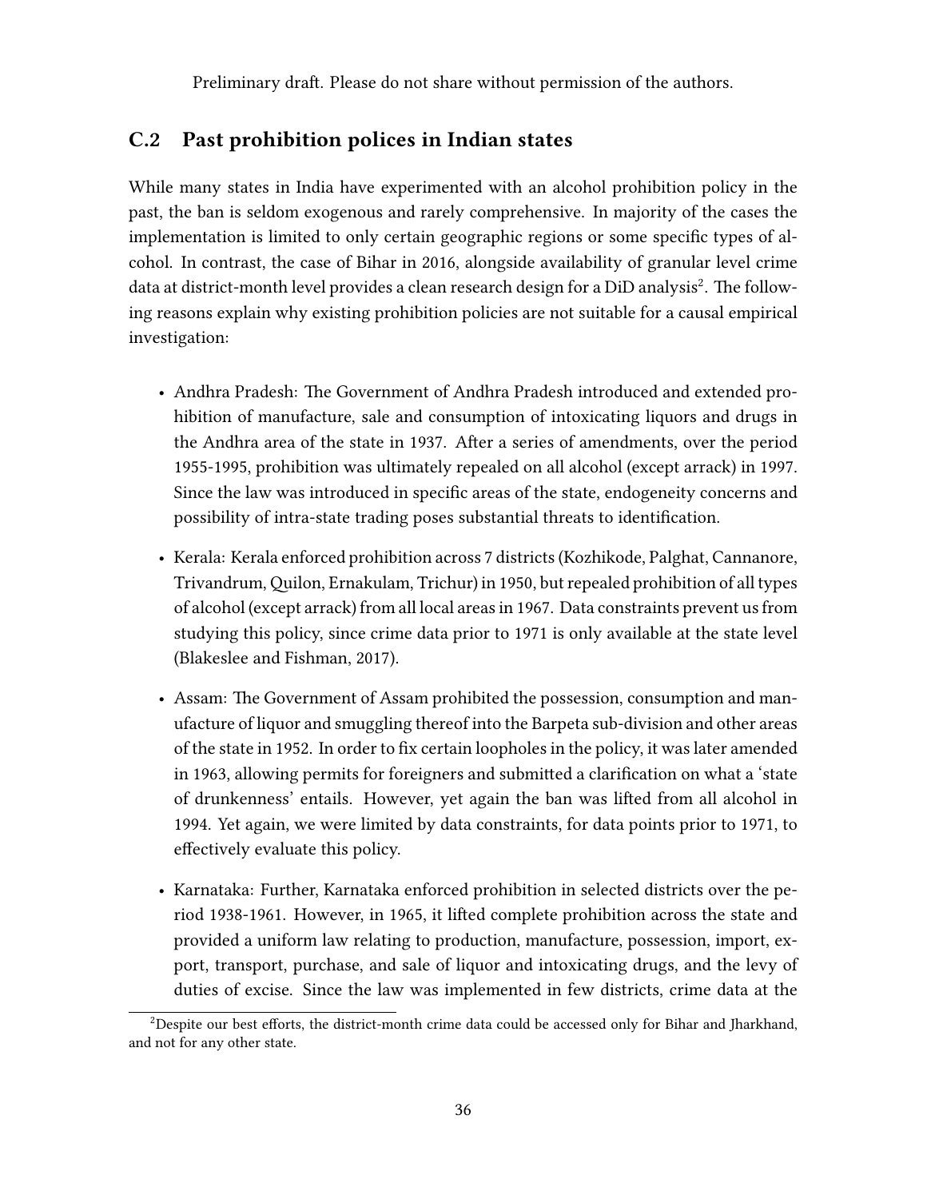Preliminary draft. Please do not share without permission of the authors.

## C.2 Past prohibition polices in Indian states

While many states in India have experimented with an alcohol prohibition policy in the past, the ban is seldom exogenous and rarely comprehensive. In majority of the cases the implementation is limited to only certain geographic regions or some specific types of alcohol. In contrast, the case of Bihar in 2016, alongside availability of granular level crime data at district-month level provides a clean research design for a DiD analysis[2]. The following reasons explain why existing prohibition policies are not suitable for a causal empirical investigation:

- Andhra Pradesh: The Government of Andhra Pradesh introduced and extended prohibition of manufacture, sale and consumption of intoxicating liquors and drugs in the Andhra area of the state in 1937. After a series of amendments, over the period 1955-1995, prohibition was ultimately repealed on all alcohol (except arrack) in 1997. Since the law was introduced in specific areas of the state, endogeneity concerns and possibility of intra-state trading poses substantial threats to identification.
- Kerala: Kerala enforced prohibition across 7 districts (Kozhikode, Palghat, Cannanore, Trivandrum, Quilon, Ernakulam, Trichur) in 1950, but repealed prohibition of all types of alcohol (except arrack) from all local areas in 1967. Data constraints prevent us from studying this policy, since crime data prior to 1971 is only available at the state level (Blakeslee and Fishman, 2017).
- Assam: The Government of Assam prohibited the possession, consumption and manufacture of liquor and smuggling thereof into the Barpeta sub-division and other areas of the state in 1952. In order to fix certain loopholes in the policy, it was later amended in 1963, allowing permits for foreigners and submitted a clarification on what a 'state of drunkenness' entails. However, yet again the ban was lifted from all alcohol in 1994. Yet again, we were limited by data constraints, for data points prior to 1971, to effectively evaluate this policy.
- Karnataka: Further, Karnataka enforced prohibition in selected districts over the period 1938-1961. However, in 1965, it lifted complete prohibition across the state and provided a uniform law relating to production, manufacture, possession, import, export, transport, purchase, and sale of liquor and intoxicating drugs, and the levy of duties of excise. Since the law was implemented in few districts, crime data at the

[2] Despite our best efforts, the district-month crime data could be accessed only for Bihar and Jharkhand, and not for any other state.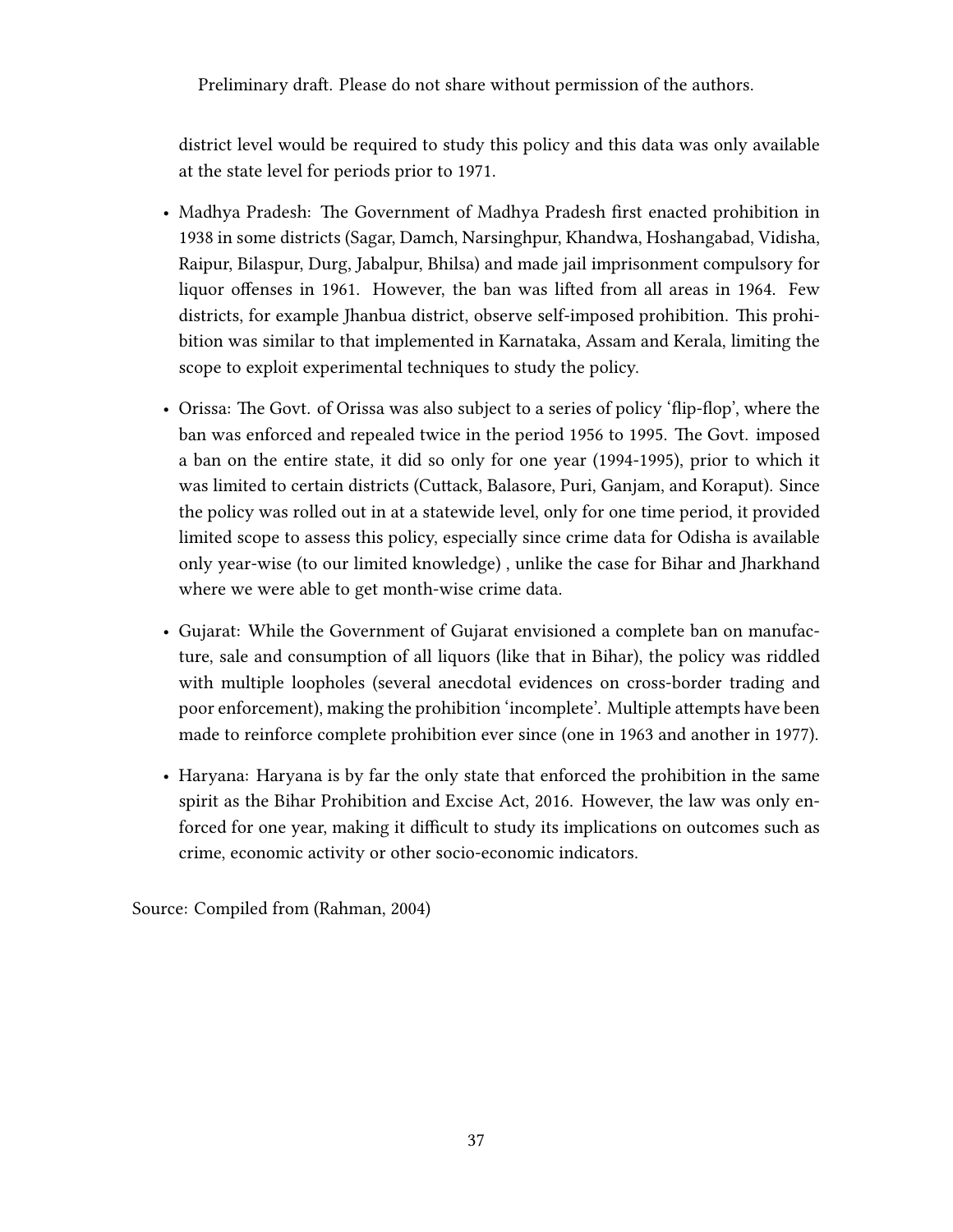district level would be required to study this policy and this data was only available at the state level for periods prior to 1971.

- Madhya Pradesh: The Government of Madhya Pradesh first enacted prohibition in 1938 in some districts (Sagar, Damch, Narsinghpur, Khandwa, Hoshangabad, Vidisha, Raipur, Bilaspur, Durg, Jabalpur, Bhilsa) and made jail imprisonment compulsory for liquor offenses in 1961. However, the ban was lifted from all areas in 1964. Few districts, for example Jhanbua district, observe self-imposed prohibition. This prohibition was similar to that implemented in Karnataka, Assam and Kerala, limiting the scope to exploit experimental techniques to study the policy.
- Orissa: The Govt. of Orissa was also subject to a series of policy 'flip-flop', where the ban was enforced and repealed twice in the period 1956 to 1995. The Govt. imposed a ban on the entire state, it did so only for one year (1994-1995), prior to which it was limited to certain districts (Cuttack, Balasore, Puri, Ganjam, and Koraput). Since the policy was rolled out in at a statewide level, only for one time period, it provided limited scope to assess this policy, especially since crime data for Odisha is available only year-wise (to our limited knowledge) , unlike the case for Bihar and Jharkhand where we were able to get month-wise crime data.
- Gujarat: While the Government of Gujarat envisioned a complete ban on manufacture, sale and consumption of all liquors (like that in Bihar), the policy was riddled with multiple loopholes (several anecdotal evidences on cross-border trading and poor enforcement), making the prohibition 'incomplete'. Multiple attempts have been made to reinforce complete prohibition ever since (one in 1963 and another in 1977).
- Haryana: Haryana is by far the only state that enforced the prohibition in the same spirit as the Bihar Prohibition and Excise Act, 2016. However, the law was only enforced for one year, making it difficult to study its implications on outcomes such as crime, economic activity or other socio-economic indicators.

Source: Compiled from (Rahman, 2004)